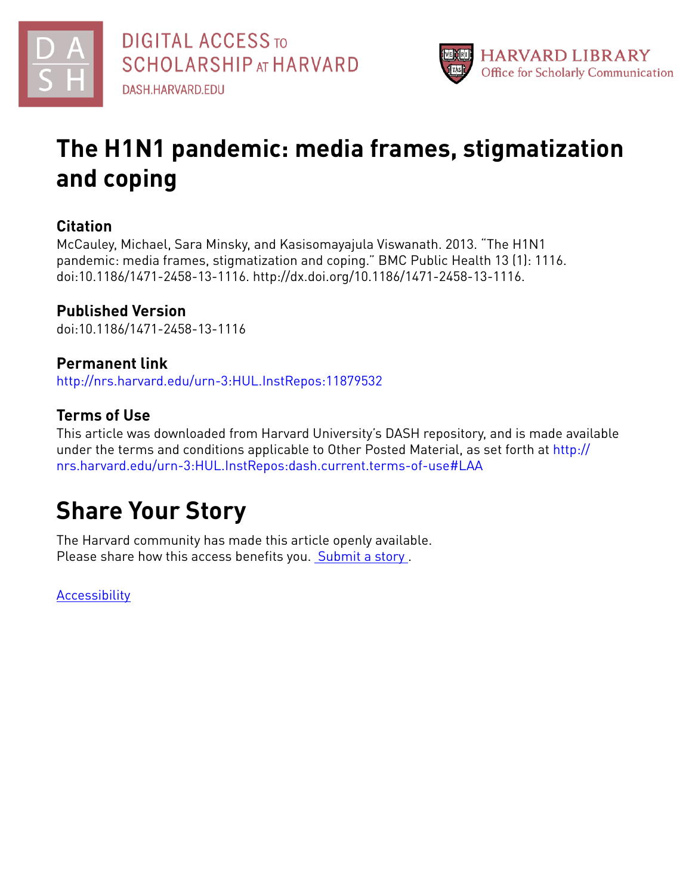DIGITAL ACCESS TO SCHOLARSHIP AT HARVARD
DASH.HARVARD.EDU

HARVARD LIBRARY
Office for Scholarly Communication

# The H1N1 pandemic: media frames, stigmatization and coping

## Citation

McCauley, Michael, Sara Minsky, and Kasisomayajula Viswanath. 2013. "The H1N1 pandemic: media frames, stigmatization and coping." BMC Public Health 13 (1): 1116. doi:10.1186/1471-2458-13-1116. http://dx.doi.org/10.1186/1471-2458-13-1116.

## Published Version

doi:10.1186/1471-2458-13-1116

## Permanent link

http://nrs.harvard.edu/urn-3:HUL.InstRepos:11879532

## Terms of Use

This article was downloaded from Harvard University's DASH repository, and is made available under the terms and conditions applicable to Other Posted Material, as set forth at http://nrs.harvard.edu/urn-3:HUL.InstRepos:dash.current.terms-of-use#LAA

# Share Your Story

The Harvard community has made this article openly available.
Please share how this access benefits you. Submit a story .

Accessibility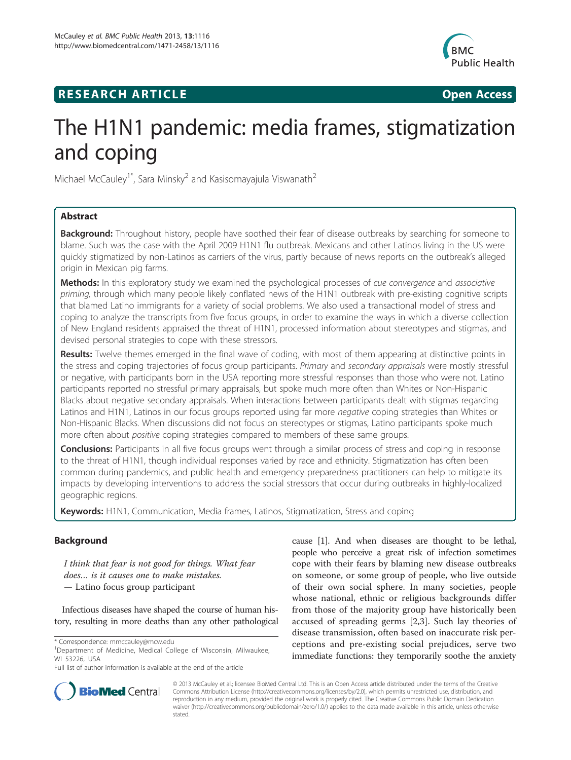# The H1N1 pandemic: media frames, stigmatization and coping

Michael McCauley[1*], Sara Minsky[2] and Kasisomayajula Viswanath[2]

## Abstract

**Background:** Throughout history, people have soothed their fear of disease outbreaks by searching for someone to blame. Such was the case with the April 2009 H1N1 flu outbreak. Mexicans and other Latinos living in the US were quickly stigmatized by non-Latinos as carriers of the virus, partly because of news reports on the outbreak's alleged origin in Mexican pig farms.

**Methods:** In this exploratory study we examined the psychological processes of *cue convergence* and *associative priming*, through which many people likely conflated news of the H1N1 outbreak with pre-existing cognitive scripts that blamed Latino immigrants for a variety of social problems. We also used a transactional model of stress and coping to analyze the transcripts from five focus groups, in order to examine the ways in which a diverse collection of New England residents appraised the threat of H1N1, processed information about stereotypes and stigmas, and devised personal strategies to cope with these stressors.

**Results:** Twelve themes emerged in the final wave of coding, with most of them appearing at distinctive points in the stress and coping trajectories of focus group participants. *Primary* and *secondary appraisals* were mostly stressful or negative, with participants born in the USA reporting more stressful responses than those who were not. Latino participants reported no stressful primary appraisals, but spoke much more often than Whites or Non-Hispanic Blacks about negative secondary appraisals. When interactions between participants dealt with stigmas regarding Latinos and H1N1, Latinos in our focus groups reported using far more *negative* coping strategies than Whites or Non-Hispanic Blacks. When discussions did not focus on stereotypes or stigmas, Latino participants spoke much more often about *positive* coping strategies compared to members of these same groups.

**Conclusions:** Participants in all five focus groups went through a similar process of stress and coping in response to the threat of H1N1, though individual responses varied by race and ethnicity. Stigmatization has often been common during pandemics, and public health and emergency preparedness practitioners can help to mitigate its impacts by developing interventions to address the social stressors that occur during outbreaks in highly-localized geographic regions.

**Keywords:** H1N1, Communication, Media frames, Latinos, Stigmatization, Stress and coping

## Background

*I think that fear is not good for things. What fear does... is it causes one to make mistakes.*
— Latino focus group participant

Infectious diseases have shaped the course of human history, resulting in more deaths than any other pathological cause [1]. And when diseases are thought to be lethal, people who perceive a great risk of infection sometimes cope with their fears by blaming new disease outbreaks on someone, or some group of people, who live outside of their own social sphere. In many societies, people whose national, ethnic or religious backgrounds differ from those of the majority group have historically been accused of spreading germs [2,3]. Such lay theories of disease transmission, often based on inaccurate risk perceptions and pre-existing social prejudices, serve two immediate functions: they temporarily soothe the anxiety

\* Correspondence: mmccauley@mcw.edu
[1]Department of Medicine, Medical College of Wisconsin, Milwaukee, WI 53226, USA
Full list of author information is available at the end of the article

© 2013 McCauley et al.; licensee BioMed Central Ltd. This is an Open Access article distributed under the terms of the Creative Commons Attribution License (http://creativecommons.org/licenses/by/2.0), which permits unrestricted use, distribution, and reproduction in any medium, provided the original work is properly cited. The Creative Commons Public Domain Dedication waiver (http://creativecommons.org/publicdomain/zero/1.0/) applies to the data made available in this article, unless otherwise stated.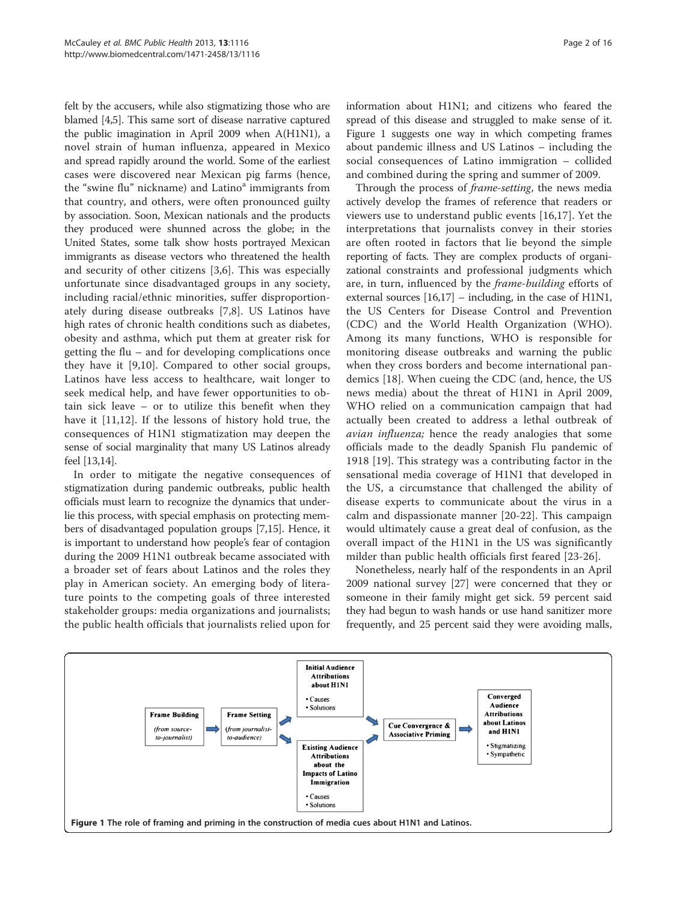felt by the accusers, while also stigmatizing those who are blamed [4,5]. This same sort of disease narrative captured the public imagination in April 2009 when A(H1N1), a novel strain of human influenza, appeared in Mexico and spread rapidly around the world. Some of the earliest cases were discovered near Mexican pig farms (hence, the "swine flu" nickname) and Latino[a] immigrants from that country, and others, were often pronounced guilty by association. Soon, Mexican nationals and the products they produced were shunned across the globe; in the United States, some talk show hosts portrayed Mexican immigrants as disease vectors who threatened the health and security of other citizens [3,6]. This was especially unfortunate since disadvantaged groups in any society, including racial/ethnic minorities, suffer disproportionately during disease outbreaks [7,8]. US Latinos have high rates of chronic health conditions such as diabetes, obesity and asthma, which put them at greater risk for getting the flu – and for developing complications once they have it [9,10]. Compared to other social groups, Latinos have less access to healthcare, wait longer to seek medical help, and have fewer opportunities to obtain sick leave – or to utilize this benefit when they have it [11,12]. If the lessons of history hold true, the consequences of H1N1 stigmatization may deepen the sense of social marginality that many US Latinos already feel [13,14].

In order to mitigate the negative consequences of stigmatization during pandemic outbreaks, public health officials must learn to recognize the dynamics that underlie this process, with special emphasis on protecting members of disadvantaged population groups [7,15]. Hence, it is important to understand how people's fear of contagion during the 2009 H1N1 outbreak became associated with a broader set of fears about Latinos and the roles they play in American society. An emerging body of literature points to the competing goals of three interested stakeholder groups: media organizations and journalists; the public health officials that journalists relied upon for information about H1N1; and citizens who feared the spread of this disease and struggled to make sense of it. Figure 1 suggests one way in which competing frames about pandemic illness and US Latinos – including the social consequences of Latino immigration – collided and combined during the spring and summer of 2009.

Through the process of *frame-setting*, the news media actively develop the frames of reference that readers or viewers use to understand public events [16,17]. Yet the interpretations that journalists convey in their stories are often rooted in factors that lie beyond the simple reporting of facts. They are complex products of organizational constraints and professional judgments which are, in turn, influenced by the *frame-building* efforts of external sources [16,17] – including, in the case of H1N1, the US Centers for Disease Control and Prevention (CDC) and the World Health Organization (WHO). Among its many functions, WHO is responsible for monitoring disease outbreaks and warning the public when they cross borders and become international pandemics [18]. When cueing the CDC (and, hence, the US news media) about the threat of H1N1 in April 2009, WHO relied on a communication campaign that had actually been created to address a lethal outbreak of *avian influenza;* hence the ready analogies that some officials made to the deadly Spanish Flu pandemic of 1918 [19]. This strategy was a contributing factor in the sensational media coverage of H1N1 that developed in the US, a circumstance that challenged the ability of disease experts to communicate about the virus in a calm and dispassionate manner [20-22]. This campaign would ultimately cause a great deal of confusion, as the overall impact of the H1N1 in the US was significantly milder than public health officials first feared [23-26].

Nonetheless, nearly half of the respondents in an April 2009 national survey [27] were concerned that they or someone in their family might get sick. 59 percent said they had begun to wash hands or use hand sanitizer more frequently, and 25 percent said they were avoiding malls,

**Figure 1 The role of framing and priming in the construction of media cues about H1N1 and Latinos.**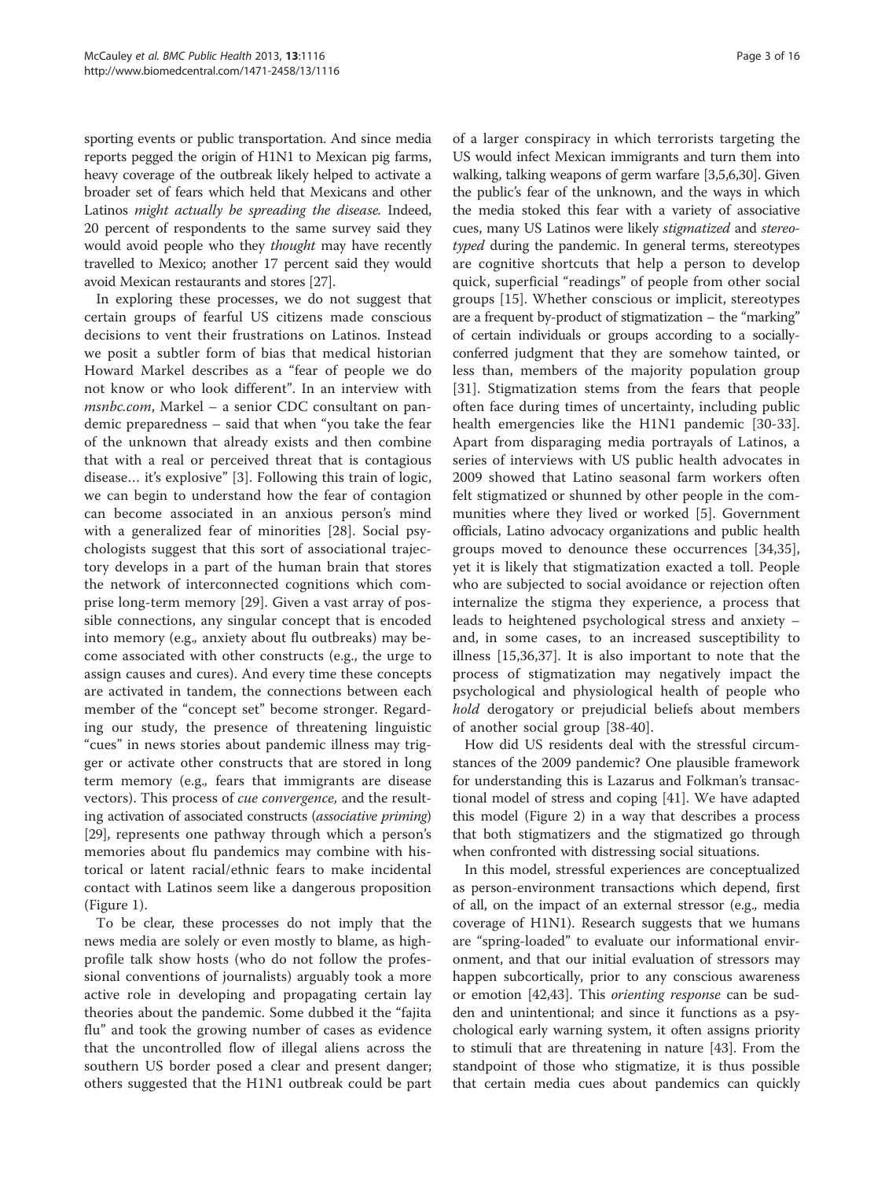sporting events or public transportation. And since media reports pegged the origin of H1N1 to Mexican pig farms, heavy coverage of the outbreak likely helped to activate a broader set of fears which held that Mexicans and other Latinos *might actually be spreading the disease*. Indeed, 20 percent of respondents to the same survey said they would avoid people who they *thought* may have recently travelled to Mexico; another 17 percent said they would avoid Mexican restaurants and stores [27].

In exploring these processes, we do not suggest that certain groups of fearful US citizens made conscious decisions to vent their frustrations on Latinos. Instead we posit a subtler form of bias that medical historian Howard Markel describes as a "fear of people we do not know or who look different". In an interview with *msnbc.com*, Markel – a senior CDC consultant on pandemic preparedness – said that when "you take the fear of the unknown that already exists and then combine that with a real or perceived threat that is contagious disease… it's explosive" [3]. Following this train of logic, we can begin to understand how the fear of contagion can become associated in an anxious person's mind with a generalized fear of minorities [28]. Social psychologists suggest that this sort of associational trajectory develops in a part of the human brain that stores the network of interconnected cognitions which comprise long-term memory [29]. Given a vast array of possible connections, any singular concept that is encoded into memory (e.g., anxiety about flu outbreaks) may become associated with other constructs (e.g., the urge to assign causes and cures). And every time these concepts are activated in tandem, the connections between each member of the "concept set" become stronger. Regarding our study, the presence of threatening linguistic "cues" in news stories about pandemic illness may trigger or activate other constructs that are stored in long term memory (e.g., fears that immigrants are disease vectors). This process of *cue convergence*, and the resulting activation of associated constructs (*associative priming*) [29], represents one pathway through which a person's memories about flu pandemics may combine with historical or latent racial/ethnic fears to make incidental contact with Latinos seem like a dangerous proposition (Figure 1).

To be clear, these processes do not imply that the news media are solely or even mostly to blame, as high-profile talk show hosts (who do not follow the professional conventions of journalists) arguably took a more active role in developing and propagating certain lay theories about the pandemic. Some dubbed it the "fajita flu" and took the growing number of cases as evidence that the uncontrolled flow of illegal aliens across the southern US border posed a clear and present danger; others suggested that the H1N1 outbreak could be part of a larger conspiracy in which terrorists targeting the US would infect Mexican immigrants and turn them into walking, talking weapons of germ warfare [3,5,6,30]. Given the public's fear of the unknown, and the ways in which the media stoked this fear with a variety of associative cues, many US Latinos were likely *stigmatized* and *stereotyped* during the pandemic. In general terms, stereotypes are cognitive shortcuts that help a person to develop quick, superficial "readings" of people from other social groups [15]. Whether conscious or implicit, stereotypes are a frequent by-product of stigmatization – the "marking" of certain individuals or groups according to a socially-conferred judgment that they are somehow tainted, or less than, members of the majority population group [31]. Stigmatization stems from the fears that people often face during times of uncertainty, including public health emergencies like the H1N1 pandemic [30-33]. Apart from disparaging media portrayals of Latinos, a series of interviews with US public health advocates in 2009 showed that Latino seasonal farm workers often felt stigmatized or shunned by other people in the communities where they lived or worked [5]. Government officials, Latino advocacy organizations and public health groups moved to denounce these occurrences [34,35], yet it is likely that stigmatization exacted a toll. People who are subjected to social avoidance or rejection often internalize the stigma they experience, a process that leads to heightened psychological stress and anxiety – and, in some cases, to an increased susceptibility to illness [15,36,37]. It is also important to note that the process of stigmatization may negatively impact the psychological and physiological health of people who *hold* derogatory or prejudicial beliefs about members of another social group [38-40].

How did US residents deal with the stressful circumstances of the 2009 pandemic? One plausible framework for understanding this is Lazarus and Folkman's transactional model of stress and coping [41]. We have adapted this model (Figure 2) in a way that describes a process that both stigmatizers and the stigmatized go through when confronted with distressing social situations.

In this model, stressful experiences are conceptualized as person-environment transactions which depend, first of all, on the impact of an external stressor (e.g., media coverage of H1N1). Research suggests that we humans are "spring-loaded" to evaluate our informational environment, and that our initial evaluation of stressors may happen subcortically, prior to any conscious awareness or emotion [42,43]. This *orienting response* can be sudden and unintentional; and since it functions as a psychological early warning system, it often assigns priority to stimuli that are threatening in nature [43]. From the standpoint of those who stigmatize, it is thus possible that certain media cues about pandemics can quickly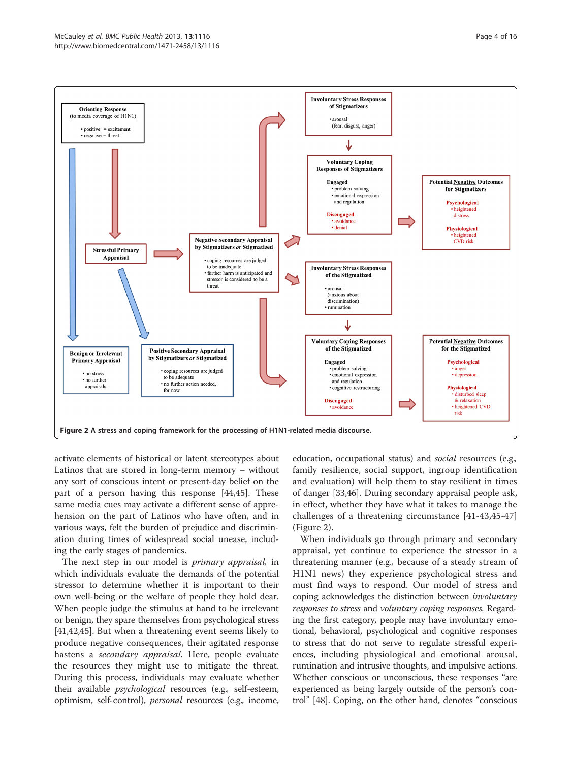**Figure 2 A stress and coping framework for the processing of H1N1-related media discourse.**

activate elements of historical or latent stereotypes about Latinos that are stored in long-term memory – without any sort of conscious intent or present-day belief on the part of a person having this response [44,45]. These same media cues may activate a different sense of apprehension on the part of Latinos who have often, and in various ways, felt the burden of prejudice and discrimination during times of widespread social unease, including the early stages of pandemics.

The next step in our model is *primary appraisal,* in which individuals evaluate the demands of the potential stressor to determine whether it is important to their own well-being or the welfare of people they hold dear. When people judge the stimulus at hand to be irrelevant or benign, they spare themselves from psychological stress [41,42,45]. But when a threatening event seems likely to produce negative consequences, their agitated response hastens a *secondary appraisal.* Here, people evaluate the resources they might use to mitigate the threat. During this process, individuals may evaluate whether their available *psychological* resources (e.g., self-esteem, optimism, self-control), *personal* resources (e.g., income, education, occupational status) and *social* resources (e.g., family resilience, social support, ingroup identification and evaluation) will help them to stay resilient in times of danger [33,46]. During secondary appraisal people ask, in effect, whether they have what it takes to manage the challenges of a threatening circumstance [41-43,45-47] (Figure 2).

When individuals go through primary and secondary appraisal, yet continue to experience the stressor in a threatening manner (e.g., because of a steady stream of H1N1 news) they experience psychological stress and must find ways to respond. Our model of stress and coping acknowledges the distinction between *involuntary responses to stress* and *voluntary coping responses.* Regarding the first category, people may have involuntary emotional, behavioral, psychological and cognitive responses to stress that do not serve to regulate stressful experiences, including physiological and emotional arousal, rumination and intrusive thoughts, and impulsive actions. Whether conscious or unconscious, these responses "are experienced as being largely outside of the person's control" [48]. Coping, on the other hand, denotes "conscious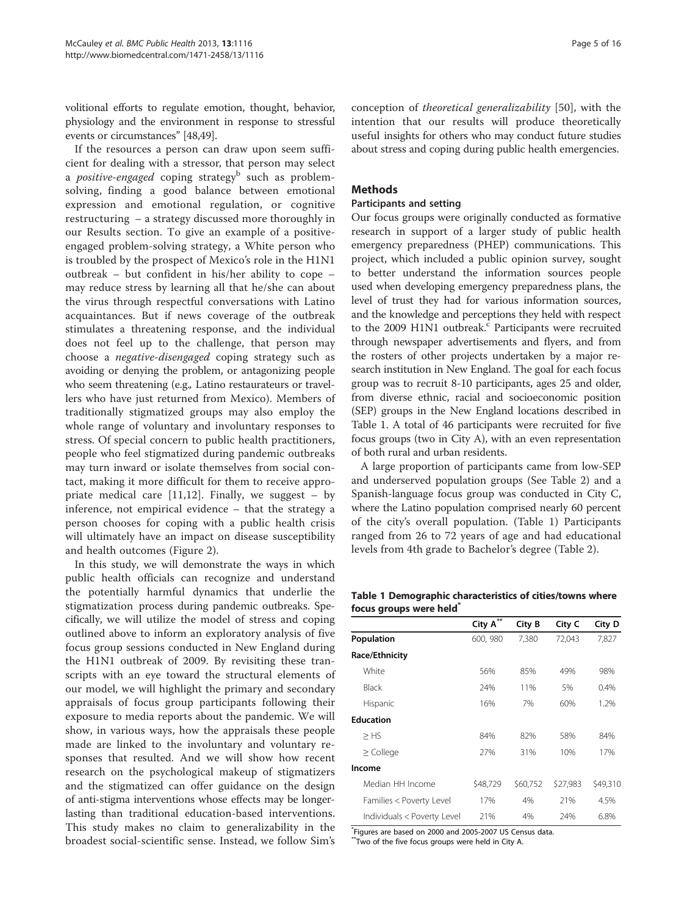volitional efforts to regulate emotion, thought, behavior, physiology and the environment in response to stressful events or circumstances" [48,49].

If the resources a person can draw upon seem sufficient for dealing with a stressor, that person may select a *positive-engaged* coping strategy[b] such as problem-solving, finding a good balance between emotional expression and emotional regulation, or cognitive restructuring – a strategy discussed more thoroughly in our Results section. To give an example of a positive-engaged problem-solving strategy, a White person who is troubled by the prospect of Mexico's role in the H1N1 outbreak – but confident in his/her ability to cope – may reduce stress by learning all that he/she can about the virus through respectful conversations with Latino acquaintances. But if news coverage of the outbreak stimulates a threatening response, and the individual does not feel up to the challenge, that person may choose a *negative-disengaged* coping strategy such as avoiding or denying the problem, or antagonizing people who seem threatening (e.g., Latino restaurateurs or travellers who have just returned from Mexico). Members of traditionally stigmatized groups may also employ the whole range of voluntary and involuntary responses to stress. Of special concern to public health practitioners, people who feel stigmatized during pandemic outbreaks may turn inward or isolate themselves from social contact, making it more difficult for them to receive appropriate medical care [11,12]. Finally, we suggest – by inference, not empirical evidence – that the strategy a person chooses for coping with a public health crisis will ultimately have an impact on disease susceptibility and health outcomes (Figure 2).

In this study, we will demonstrate the ways in which public health officials can recognize and understand the potentially harmful dynamics that underlie the stigmatization process during pandemic outbreaks. Specifically, we will utilize the model of stress and coping outlined above to inform an exploratory analysis of five focus group sessions conducted in New England during the H1N1 outbreak of 2009. By revisiting these transcripts with an eye toward the structural elements of our model, we will highlight the primary and secondary appraisals of focus group participants following their exposure to media reports about the pandemic. We will show, in various ways, how the appraisals these people made are linked to the involuntary and voluntary responses that resulted. And we will show how recent research on the psychological makeup of stigmatizers and the stigmatized can offer guidance on the design of anti-stigma interventions whose effects may be longer-lasting than traditional education-based interventions. This study makes no claim to generalizability in the broadest social-scientific sense. Instead, we follow Sim's conception of *theoretical generalizability* [50], with the intention that our results will produce theoretically useful insights for others who may conduct future studies about stress and coping during public health emergencies.

## Methods

### Participants and setting

Our focus groups were originally conducted as formative research in support of a larger study of public health emergency preparedness (PHEP) communications. This project, which included a public opinion survey, sought to better understand the information sources people used when developing emergency preparedness plans, the level of trust they had for various information sources, and the knowledge and perceptions they held with respect to the 2009 H1N1 outbreak.[c] Participants were recruited through newspaper advertisements and flyers, and from the rosters of other projects undertaken by a major research institution in New England. The goal for each focus group was to recruit 8-10 participants, ages 25 and older, from diverse ethnic, racial and socioeconomic position (SEP) groups in the New England locations described in Table 1. A total of 46 participants were recruited for five focus groups (two in City A), with an even representation of both rural and urban residents.

A large proportion of participants came from low-SEP and underserved population groups (See Table 2) and a Spanish-language focus group was conducted in City C, where the Latino population comprised nearly 60 percent of the city's overall population. (Table 1) Participants ranged from 26 to 72 years of age and had educational levels from 4th grade to Bachelor's degree (Table 2).

**Table 1 Demographic characteristics of cities/towns where focus groups were held***

| | City A** | City B | City C | City D |
|---|---|---|---|---|
| **Population** | 600, 980 | 7,380 | 72,043 | 7,827 |
| **Race/Ethnicity** | | | | |
| White | 56% | 85% | 49% | 98% |
| Black | 24% | 11% | 5% | 0.4% |
| Hispanic | 16% | 7% | 60% | 1.2% |
| **Education** | | | | |
| ≥ HS | 84% | 82% | 58% | 84% |
| ≥ College | 27% | 31% | 10% | 17% |
| **Income** | | | | |
| Median HH Income | $48,729 | $60,752 | $27,983 | $49,310 |
| Families < Poverty Level | 17% | 4% | 21% | 4.5% |
| Individuals < Poverty Level | 21% | 4% | 24% | 6.8% |

*Figures are based on 2000 and 2005-2007 US Census data.
**Two of the five focus groups were held in City A.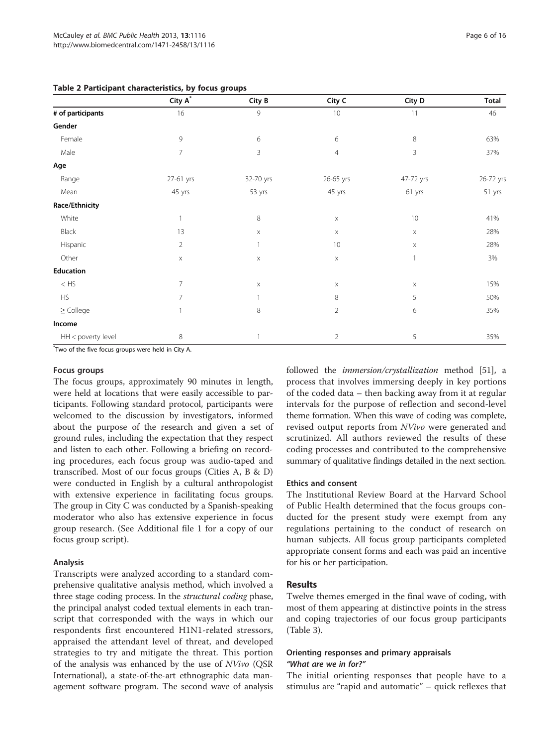**Table 2 Participant characteristics, by focus groups**

| | City A* | City B | City C | City D | Total |
|---|---|---|---|---|---|
| **# of participants** | 16 | 9 | 10 | 11 | 46 |
| **Gender** | | | | | |
| Female | 9 | 6 | 6 | 8 | 63% |
| Male | 7 | 3 | 4 | 3 | 37% |
| **Age** | | | | | |
| Range | 27-61 yrs | 32-70 yrs | 26-65 yrs | 47-72 yrs | 26-72 yrs |
| Mean | 45 yrs | 53 yrs | 45 yrs | 61 yrs | 51 yrs |
| **Race/Ethnicity** | | | | | |
| White | 1 | 8 | x | 10 | 41% |
| Black | 13 | x | x | x | 28% |
| Hispanic | 2 | 1 | 10 | x | 28% |
| Other | x | x | x | 1 | 3% |
| **Education** | | | | | |
| < HS | 7 | x | x | x | 15% |
| HS | 7 | 1 | 8 | 5 | 50% |
| ≥ College | 1 | 8 | 2 | 6 | 35% |
| **Income** | | | | | |
| HH < poverty level | 8 | 1 | 2 | 5 | 35% |

*Two of the five focus groups were held in City A.

### Focus groups

The focus groups, approximately 90 minutes in length, were held at locations that were easily accessible to participants. Following standard protocol, participants were welcomed to the discussion by investigators, informed about the purpose of the research and given a set of ground rules, including the expectation that they respect and listen to each other. Following a briefing on recording procedures, each focus group was audio-taped and transcribed. Most of our focus groups (Cities A, B & D) were conducted in English by a cultural anthropologist with extensive experience in facilitating focus groups. The group in City C was conducted by a Spanish-speaking moderator who also has extensive experience in focus group research. (See Additional file 1 for a copy of our focus group script).

### Analysis

Transcripts were analyzed according to a standard comprehensive qualitative analysis method, which involved a three stage coding process. In the *structural coding* phase, the principal analyst coded textual elements in each transcript that corresponded with the ways in which our respondents first encountered H1N1-related stressors, appraised the attendant level of threat, and developed strategies to try and mitigate the threat. This portion of the analysis was enhanced by the use of *NVivo* (QSR International), a state-of-the-art ethnographic data management software program. The second wave of analysis followed the *immersion/crystallization* method [51], a process that involves immersing deeply in key portions of the coded data – then backing away from it at regular intervals for the purpose of reflection and second-level theme formation. When this wave of coding was complete, revised output reports from *NVivo* were generated and scrutinized. All authors reviewed the results of these coding processes and contributed to the comprehensive summary of qualitative findings detailed in the next section.

### Ethics and consent

The Institutional Review Board at the Harvard School of Public Health determined that the focus groups conducted for the present study were exempt from any regulations pertaining to the conduct of research on human subjects. All focus group participants completed appropriate consent forms and each was paid an incentive for his or her participation.

## Results

Twelve themes emerged in the final wave of coding, with most of them appearing at distinctive points in the stress and coping trajectories of our focus group participants (Table 3).

### Orienting responses and primary appraisals

#### *"What are we in for?"*

The initial orienting responses that people have to a stimulus are "rapid and automatic" – quick reflexes that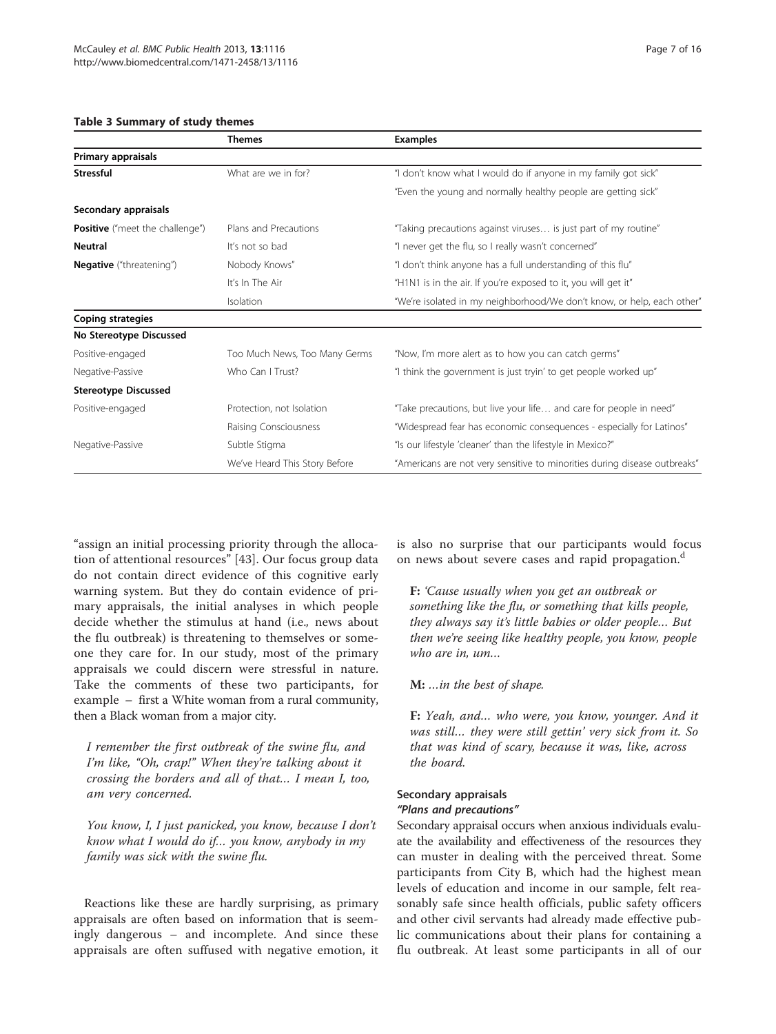**Table 3 Summary of study themes**

| | Themes | Examples |
|---|---|---|
| **Primary appraisals** | | |
| **Stressful** | What are we in for? | "I don't know what I would do if anyone in my family got sick" |
| | | "Even the young and normally healthy people are getting sick" |
| **Secondary appraisals** | | |
| **Positive** ("meet the challenge") | Plans and Precautions | "Taking precautions against viruses… is just part of my routine" |
| **Neutral** | It's not so bad | "I never get the flu, so I really wasn't concerned" |
| **Negative** ("threatening") | Nobody Knows" | "I don't think anyone has a full understanding of this flu" |
| | It's In The Air | "H1N1 is in the air. If you're exposed to it, you will get it" |
| | Isolation | "We're isolated in my neighborhood/We don't know, or help, each other" |
| **Coping strategies** | | |
| **No Stereotype Discussed** | | |
| Positive-engaged | Too Much News, Too Many Germs | "Now, I'm more alert as to how you can catch germs" |
| Negative-Passive | Who Can I Trust? | "I think the government is just tryin' to get people worked up" |
| **Stereotype Discussed** | | |
| Positive-engaged | Protection, not Isolation | "Take precautions, but live your life… and care for people in need" |
| | Raising Consciousness | "Widespread fear has economic consequences - especially for Latinos" |
| Negative-Passive | Subtle Stigma | "Is our lifestyle 'cleaner' than the lifestyle in Mexico?" |
| | We've Heard This Story Before | "Americans are not very sensitive to minorities during disease outbreaks" |

"assign an initial processing priority through the allocation of attentional resources" [43]. Our focus group data do not contain direct evidence of this cognitive early warning system. But they do contain evidence of primary appraisals, the initial analyses in which people decide whether the stimulus at hand (i.e., news about the flu outbreak) is threatening to themselves or someone they care for. In our study, most of the primary appraisals we could discern were stressful in nature. Take the comments of these two participants, for example – first a White woman from a rural community, then a Black woman from a major city.

*I remember the first outbreak of the swine flu, and I'm like, "Oh, crap!" When they're talking about it crossing the borders and all of that... I mean I, too, am very concerned.*

*You know, I, I just panicked, you know, because I don't know what I would do if... you know, anybody in my family was sick with the swine flu.*

Reactions like these are hardly surprising, as primary appraisals are often based on information that is seemingly dangerous – and incomplete. And since these appraisals are often suffused with negative emotion, it is also no surprise that our participants would focus on news about severe cases and rapid propagation.[d]

**F:** *'Cause usually when you get an outbreak or something like the flu, or something that kills people, they always say it's little babies or older people... But then we're seeing like healthy people, you know, people who are in, um...*

**M:** *...in the best of shape.*

**F:** *Yeah, and... who were, you know, younger. And it was still... they were still gettin' very sick from it. So that was kind of scary, because it was, like, across the board.*

### Secondary appraisals

#### *"Plans and precautions"*

Secondary appraisal occurs when anxious individuals evaluate the availability and effectiveness of the resources they can muster in dealing with the perceived threat. Some participants from City B, which had the highest mean levels of education and income in our sample, felt reasonably safe since health officials, public safety officers and other civil servants had already made effective public communications about their plans for containing a flu outbreak. At least some participants in all of our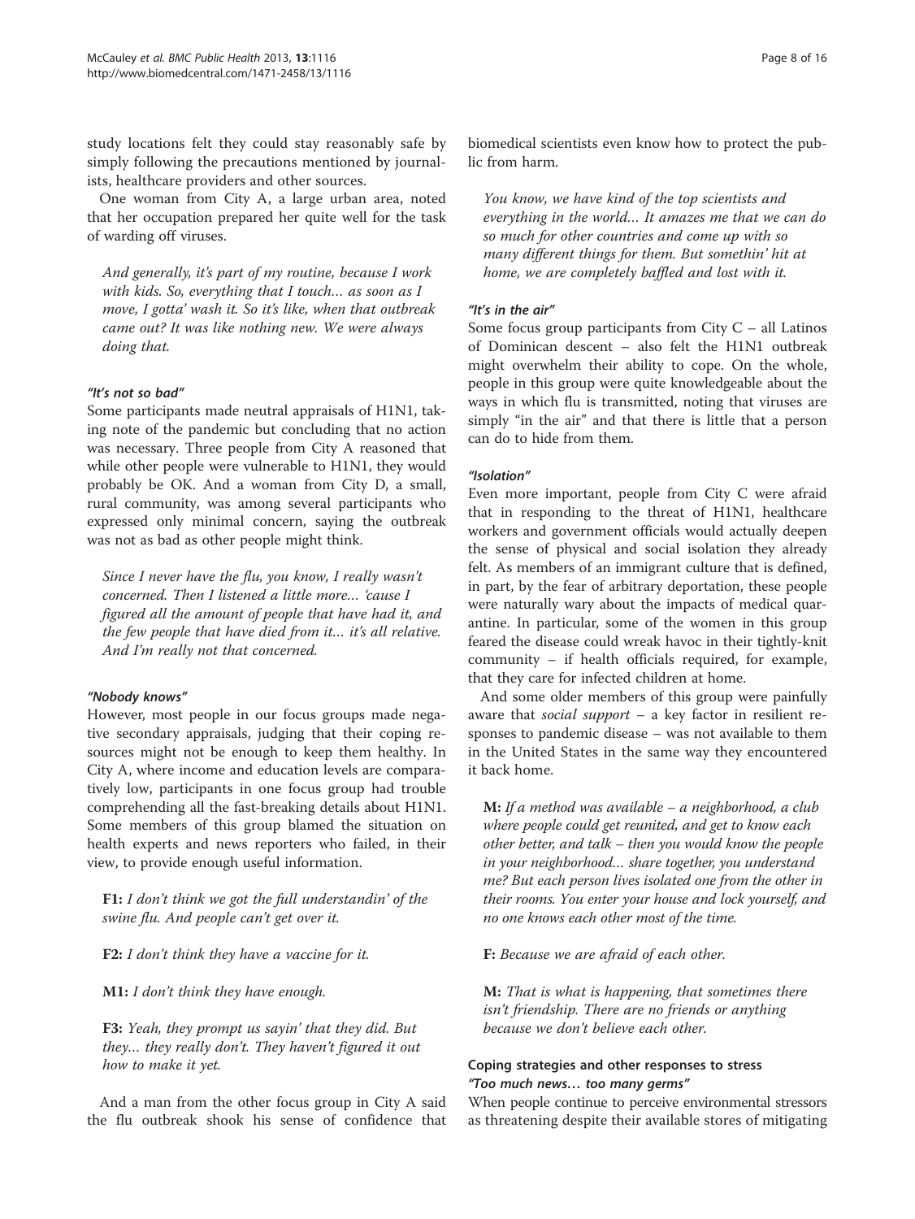study locations felt they could stay reasonably safe by simply following the precautions mentioned by journalists, healthcare providers and other sources.

One woman from City A, a large urban area, noted that her occupation prepared her quite well for the task of warding off viruses.

> *And generally, it's part of my routine, because I work with kids. So, everything that I touch… as soon as I move, I gotta' wash it. So it's like, when that outbreak came out? It was like nothing new. We were always doing that.*

#### *"It's not so bad"*

Some participants made neutral appraisals of H1N1, taking note of the pandemic but concluding that no action was necessary. Three people from City A reasoned that while other people were vulnerable to H1N1, they would probably be OK. And a woman from City D, a small, rural community, was among several participants who expressed only minimal concern, saying the outbreak was not as bad as other people might think.

> *Since I never have the flu, you know, I really wasn't concerned. Then I listened a little more… 'cause I figured all the amount of people that have had it, and the few people that have died from it… it's all relative. And I'm really not that concerned.*

#### *"Nobody knows"*

However, most people in our focus groups made negative secondary appraisals, judging that their coping resources might not be enough to keep them healthy. In City A, where income and education levels are comparatively low, participants in one focus group had trouble comprehending all the fast-breaking details about H1N1. Some members of this group blamed the situation on health experts and news reporters who failed, in their view, to provide enough useful information.

> **F1:** *I don't think we got the full understandin' of the swine flu. And people can't get over it.*
>
> **F2:** *I don't think they have a vaccine for it.*
>
> **M1:** *I don't think they have enough.*
>
> **F3:** *Yeah, they prompt us sayin' that they did. But they… they really don't. They haven't figured it out how to make it yet.*

And a man from the other focus group in City A said the flu outbreak shook his sense of confidence that biomedical scientists even know how to protect the public from harm.

> *You know, we have kind of the top scientists and everything in the world… It amazes me that we can do so much for other countries and come up with so many different things for them. But somethin' hit at home, we are completely baffled and lost with it.*

#### *"It's in the air"*

Some focus group participants from City C – all Latinos of Dominican descent – also felt the H1N1 outbreak might overwhelm their ability to cope. On the whole, people in this group were quite knowledgeable about the ways in which flu is transmitted, noting that viruses are simply "in the air" and that there is little that a person can do to hide from them.

#### *"Isolation"*

Even more important, people from City C were afraid that in responding to the threat of H1N1, healthcare workers and government officials would actually deepen the sense of physical and social isolation they already felt. As members of an immigrant culture that is defined, in part, by the fear of arbitrary deportation, these people were naturally wary about the impacts of medical quarantine. In particular, some of the women in this group feared the disease could wreak havoc in their tightly-knit community – if health officials required, for example, that they care for infected children at home.

And some older members of this group were painfully aware that *social support* – a key factor in resilient responses to pandemic disease – was not available to them in the United States in the same way they encountered it back home.

> **M:** *If a method was available – a neighborhood, a club where people could get reunited, and get to know each other better, and talk – then you would know the people in your neighborhood… share together, you understand me? But each person lives isolated one from the other in their rooms. You enter your house and lock yourself, and no one knows each other most of the time.*
>
> **F:** *Because we are afraid of each other.*
>
> **M:** *That is what is happening, that sometimes there isn't friendship. There are no friends or anything because we don't believe each other.*

### Coping strategies and other responses to stress

#### *"Too much news… too many germs"*

When people continue to perceive environmental stressors as threatening despite their available stores of mitigating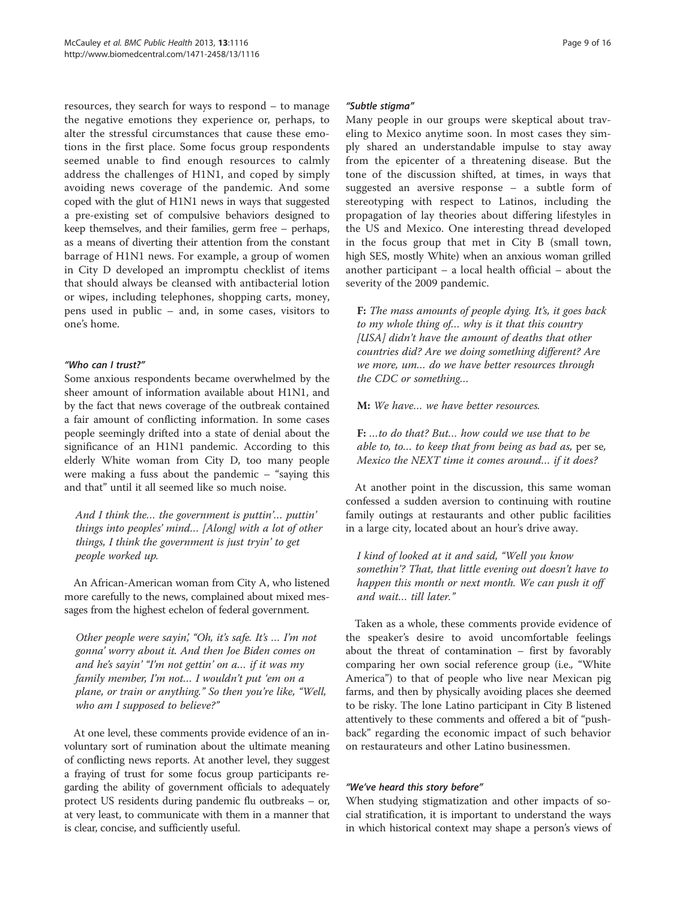resources, they search for ways to respond – to manage the negative emotions they experience or, perhaps, to alter the stressful circumstances that cause these emotions in the first place. Some focus group respondents seemed unable to find enough resources to calmly address the challenges of H1N1, and coped by simply avoiding news coverage of the pandemic. And some coped with the glut of H1N1 news in ways that suggested a pre-existing set of compulsive behaviors designed to keep themselves, and their families, germ free – perhaps, as a means of diverting their attention from the constant barrage of H1N1 news. For example, a group of women in City D developed an impromptu checklist of items that should always be cleansed with antibacterial lotion or wipes, including telephones, shopping carts, money, pens used in public – and, in some cases, visitors to one's home.

#### *"Who can I trust?"*

Some anxious respondents became overwhelmed by the sheer amount of information available about H1N1, and by the fact that news coverage of the outbreak contained a fair amount of conflicting information. In some cases people seemingly drifted into a state of denial about the significance of an H1N1 pandemic. According to this elderly White woman from City D, too many people were making a fuss about the pandemic – "saying this and that" until it all seemed like so much noise.

> *And I think the… the government is puttin'… puttin' things into peoples' mind… [Along] with a lot of other things, I think the government is just tryin' to get people worked up.*

An African-American woman from City A, who listened more carefully to the news, complained about mixed messages from the highest echelon of federal government.

> *Other people were sayin', "Oh, it's safe. It's … I'm not gonna' worry about it. And then Joe Biden comes on and he's sayin' "I'm not gettin' on a… if it was my family member, I'm not… I wouldn't put 'em on a plane, or train or anything." So then you're like, "Well, who am I supposed to believe?"*

At one level, these comments provide evidence of an involuntary sort of rumination about the ultimate meaning of conflicting news reports. At another level, they suggest a fraying of trust for some focus group participants regarding the ability of government officials to adequately protect US residents during pandemic flu outbreaks – or, at very least, to communicate with them in a manner that is clear, concise, and sufficiently useful.

#### *"Subtle stigma"*

Many people in our groups were skeptical about traveling to Mexico anytime soon. In most cases they simply shared an understandable impulse to stay away from the epicenter of a threatening disease. But the tone of the discussion shifted, at times, in ways that suggested an aversive response – a subtle form of stereotyping with respect to Latinos, including the propagation of lay theories about differing lifestyles in the US and Mexico. One interesting thread developed in the focus group that met in City B (small town, high SES, mostly White) when an anxious woman grilled another participant – a local health official – about the severity of the 2009 pandemic.

> **F:** *The mass amounts of people dying. It's, it goes back to my whole thing of… why is it that this country [USA] didn't have the amount of deaths that other countries did? Are we doing something different? Are we more, um… do we have better resources through the CDC or something…*
>
> **M:** *We have… we have better resources.*
>
> **F:** *…to do that? But… how could we use that to be able to, to… to keep that from being as bad as,* per se, *Mexico the NEXT time it comes around… if it does?*

At another point in the discussion, this same woman confessed a sudden aversion to continuing with routine family outings at restaurants and other public facilities in a large city, located about an hour's drive away.

> *I kind of looked at it and said, "Well you know somethin'? That, that little evening out doesn't have to happen this month or next month. We can push it off and wait… till later."*

Taken as a whole, these comments provide evidence of the speaker's desire to avoid uncomfortable feelings about the threat of contamination – first by favorably comparing her own social reference group (i.e., "White America") to that of people who live near Mexican pig farms, and then by physically avoiding places she deemed to be risky. The lone Latino participant in City B listened attentively to these comments and offered a bit of "pushback" regarding the economic impact of such behavior on restaurateurs and other Latino businessmen.

#### *"We've heard this story before"*

When studying stigmatization and other impacts of social stratification, it is important to understand the ways in which historical context may shape a person's views of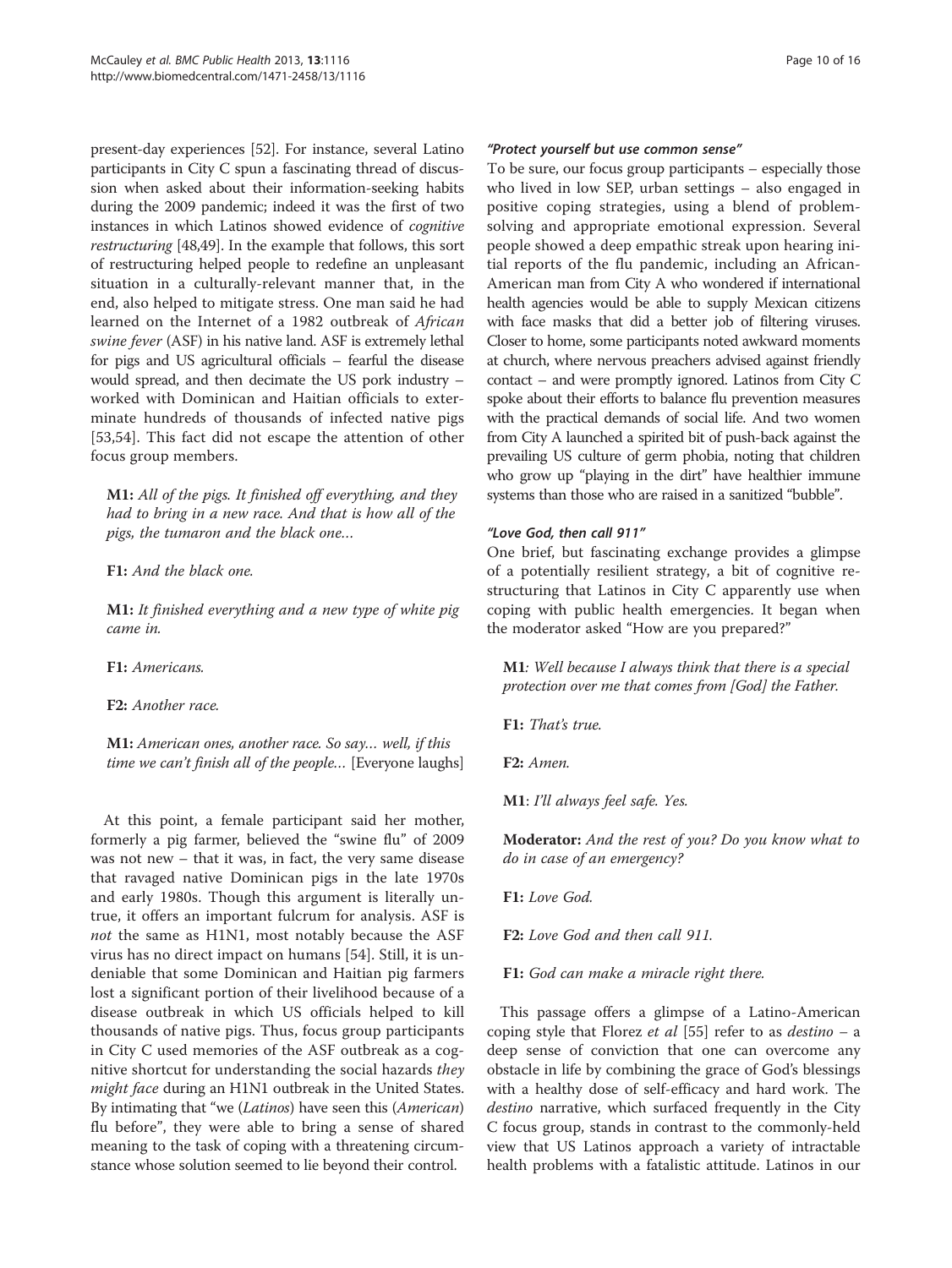present-day experiences [52]. For instance, several Latino participants in City C spun a fascinating thread of discussion when asked about their information-seeking habits during the 2009 pandemic; indeed it was the first of two instances in which Latinos showed evidence of *cognitive restructuring* [48,49]. In the example that follows, this sort of restructuring helped people to redefine an unpleasant situation in a culturally-relevant manner that, in the end, also helped to mitigate stress. One man said he had learned on the Internet of a 1982 outbreak of *African swine fever* (ASF) in his native land. ASF is extremely lethal for pigs and US agricultural officials – fearful the disease would spread, and then decimate the US pork industry – worked with Dominican and Haitian officials to exterminate hundreds of thousands of infected native pigs [53,54]. This fact did not escape the attention of other focus group members.

> **M1:** *All of the pigs. It finished off everything, and they had to bring in a new race. And that is how all of the pigs, the tumaron and the black one…*
>
> **F1:** *And the black one.*
>
> **M1:** *It finished everything and a new type of white pig came in.*
>
> **F1:** *Americans.*
>
> **F2:** *Another race.*
>
> **M1:** *American ones, another race. So say… well, if this time we can't finish all of the people…* [Everyone laughs]

At this point, a female participant said her mother, formerly a pig farmer, believed the "swine flu" of 2009 was not new – that it was, in fact, the very same disease that ravaged native Dominican pigs in the late 1970s and early 1980s. Though this argument is literally untrue, it offers an important fulcrum for analysis. ASF is *not* the same as H1N1, most notably because the ASF virus has no direct impact on humans [54]. Still, it is undeniable that some Dominican and Haitian pig farmers lost a significant portion of their livelihood because of a disease outbreak in which US officials helped to kill thousands of native pigs. Thus, focus group participants in City C used memories of the ASF outbreak as a cognitive shortcut for understanding the social hazards *they might face* during an H1N1 outbreak in the United States. By intimating that "we (*Latinos*) have seen this (*American*) flu before", they were able to bring a sense of shared meaning to the task of coping with a threatening circumstance whose solution seemed to lie beyond their control.

#### *"Protect yourself but use common sense"*

To be sure, our focus group participants – especially those who lived in low SEP, urban settings – also engaged in positive coping strategies, using a blend of problem-solving and appropriate emotional expression. Several people showed a deep empathic streak upon hearing initial reports of the flu pandemic, including an African-American man from City A who wondered if international health agencies would be able to supply Mexican citizens with face masks that did a better job of filtering viruses. Closer to home, some participants noted awkward moments at church, where nervous preachers advised against friendly contact – and were promptly ignored. Latinos from City C spoke about their efforts to balance flu prevention measures with the practical demands of social life. And two women from City A launched a spirited bit of push-back against the prevailing US culture of germ phobia, noting that children who grow up "playing in the dirt" have healthier immune systems than those who are raised in a sanitized "bubble".

#### *"Love God, then call 911"*

One brief, but fascinating exchange provides a glimpse of a potentially resilient strategy, a bit of cognitive restructuring that Latinos in City C apparently use when coping with public health emergencies. It began when the moderator asked "How are you prepared?"

> **M1**: *Well because I always think that there is a special protection over me that comes from [God] the Father.*
>
> **F1:** *That's true.*
>
> **F2:** *Amen.*
>
> **M1**: *I'll always feel safe. Yes.*
>
> **Moderator:** *And the rest of you? Do you know what to do in case of an emergency?*
>
> **F1:** *Love God.*
>
> **F2:** *Love God and then call 911.*
>
> **F1:** *God can make a miracle right there.*

This passage offers a glimpse of a Latino-American coping style that Florez *et al* [55] refer to as *destino* – a deep sense of conviction that one can overcome any obstacle in life by combining the grace of God's blessings with a healthy dose of self-efficacy and hard work. The *destino* narrative, which surfaced frequently in the City C focus group, stands in contrast to the commonly-held view that US Latinos approach a variety of intractable health problems with a fatalistic attitude. Latinos in our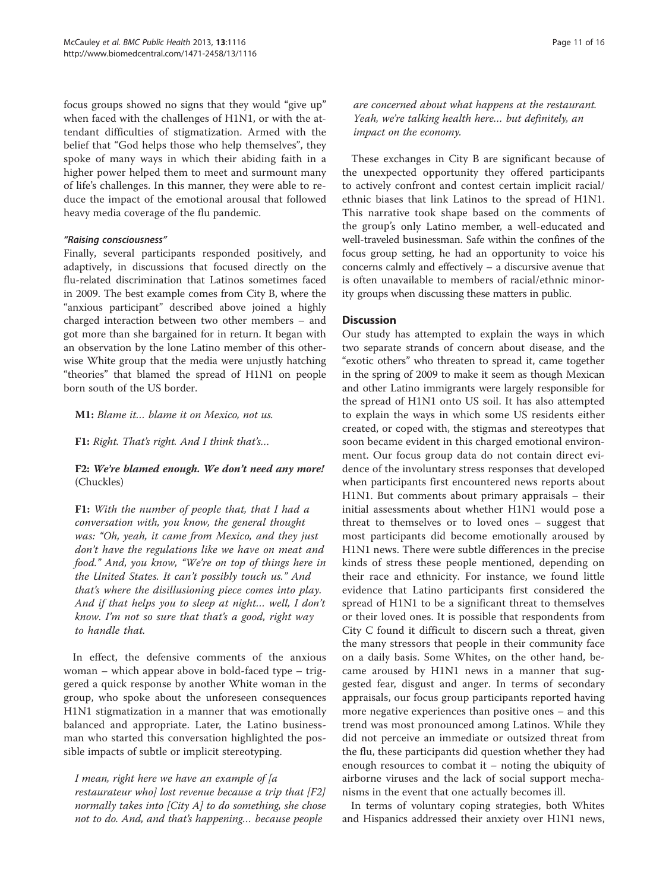focus groups showed no signs that they would "give up" when faced with the challenges of H1N1, or with the attendant difficulties of stigmatization. Armed with the belief that "God helps those who help themselves", they spoke of many ways in which their abiding faith in a higher power helped them to meet and surmount many of life's challenges. In this manner, they were able to reduce the impact of the emotional arousal that followed heavy media coverage of the flu pandemic.

#### *"Raising consciousness"*

Finally, several participants responded positively, and adaptively, in discussions that focused directly on the flu-related discrimination that Latinos sometimes faced in 2009. The best example comes from City B, where the "anxious participant" described above joined a highly charged interaction between two other members – and got more than she bargained for in return. It began with an observation by the lone Latino member of this otherwise White group that the media were unjustly hatching "theories" that blamed the spread of H1N1 on people born south of the US border.

**M1:** *Blame it... blame it on Mexico, not us.*

**F1:** *Right. That's right. And I think that's...*

**F2:** ***We're blamed enough. We don't need any more!*** (Chuckles)

**F1:** *With the number of people that, that I had a conversation with, you know, the general thought was: "Oh, yeah, it came from Mexico, and they just don't have the regulations like we have on meat and food." And, you know, "We're on top of things here in the United States. It can't possibly touch us." And that's where the disillusioning piece comes into play. And if that helps you to sleep at night... well, I don't know. I'm not so sure that that's a good, right way to handle that.*

In effect, the defensive comments of the anxious woman – which appear above in bold-faced type – triggered a quick response by another White woman in the group, who spoke about the unforeseen consequences H1N1 stigmatization in a manner that was emotionally balanced and appropriate. Later, the Latino businessman who started this conversation highlighted the possible impacts of subtle or implicit stereotyping.

*I mean, right here we have an example of [a restaurateur who] lost revenue because a trip that [F2] normally takes into [City A] to do something, she chose not to do. And, and that's happening... because people are concerned about what happens at the restaurant. Yeah, we're talking health here... but definitely, an impact on the economy.*

These exchanges in City B are significant because of the unexpected opportunity they offered participants to actively confront and contest certain implicit racial/ethnic biases that link Latinos to the spread of H1N1. This narrative took shape based on the comments of the group's only Latino member, a well-educated and well-traveled businessman. Safe within the confines of the focus group setting, he had an opportunity to voice his concerns calmly and effectively – a discursive avenue that is often unavailable to members of racial/ethnic minority groups when discussing these matters in public.

## Discussion

Our study has attempted to explain the ways in which two separate strands of concern about disease, and the "exotic others" who threaten to spread it, came together in the spring of 2009 to make it seem as though Mexican and other Latino immigrants were largely responsible for the spread of H1N1 onto US soil. It has also attempted to explain the ways in which some US residents either created, or coped with, the stigmas and stereotypes that soon became evident in this charged emotional environment. Our focus group data do not contain direct evidence of the involuntary stress responses that developed when participants first encountered news reports about H1N1. But comments about primary appraisals – their initial assessments about whether H1N1 would pose a threat to themselves or to loved ones – suggest that most participants did become emotionally aroused by H1N1 news. There were subtle differences in the precise kinds of stress these people mentioned, depending on their race and ethnicity. For instance, we found little evidence that Latino participants first considered the spread of H1N1 to be a significant threat to themselves or their loved ones. It is possible that respondents from City C found it difficult to discern such a threat, given the many stressors that people in their community face on a daily basis. Some Whites, on the other hand, became aroused by H1N1 news in a manner that suggested fear, disgust and anger. In terms of secondary appraisals, our focus group participants reported having more negative experiences than positive ones – and this trend was most pronounced among Latinos. While they did not perceive an immediate or outsized threat from the flu, these participants did question whether they had enough resources to combat it – noting the ubiquity of airborne viruses and the lack of social support mechanisms in the event that one actually becomes ill.

In terms of voluntary coping strategies, both Whites and Hispanics addressed their anxiety over H1N1 news,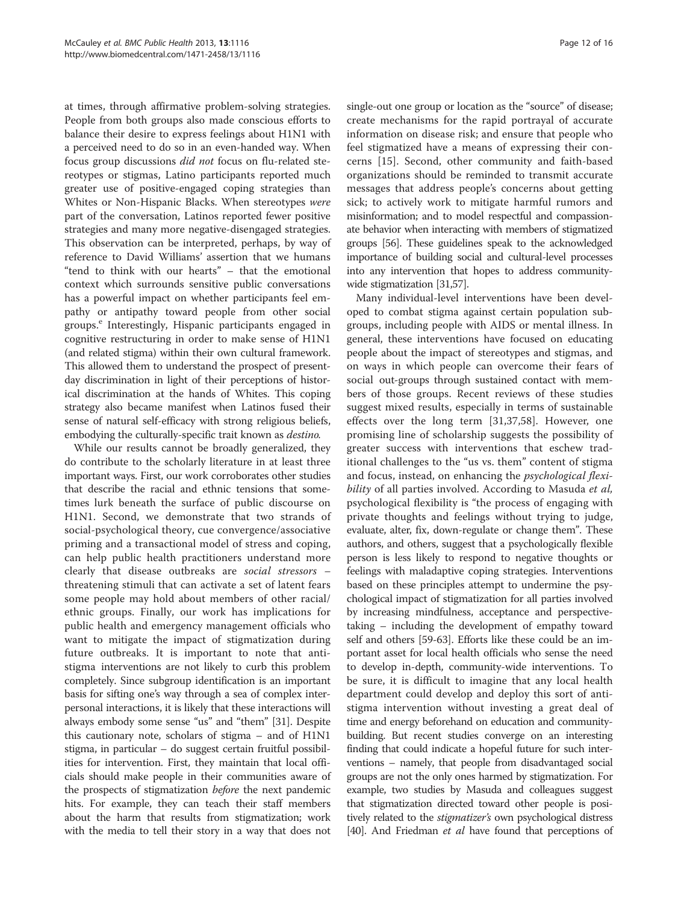at times, through affirmative problem-solving strategies. People from both groups also made conscious efforts to balance their desire to express feelings about H1N1 with a perceived need to do so in an even-handed way. When focus group discussions *did not* focus on flu-related stereotypes or stigmas, Latino participants reported much greater use of positive-engaged coping strategies than Whites or Non-Hispanic Blacks. When stereotypes *were* part of the conversation, Latinos reported fewer positive strategies and many more negative-disengaged strategies. This observation can be interpreted, perhaps, by way of reference to David Williams' assertion that we humans "tend to think with our hearts" – that the emotional context which surrounds sensitive public conversations has a powerful impact on whether participants feel empathy or antipathy toward people from other social groups.[e] Interestingly, Hispanic participants engaged in cognitive restructuring in order to make sense of H1N1 (and related stigma) within their own cultural framework. This allowed them to understand the prospect of present-day discrimination in light of their perceptions of historical discrimination at the hands of Whites. This coping strategy also became manifest when Latinos fused their sense of natural self-efficacy with strong religious beliefs, embodying the culturally-specific trait known as *destino*.

While our results cannot be broadly generalized, they do contribute to the scholarly literature in at least three important ways. First, our work corroborates other studies that describe the racial and ethnic tensions that sometimes lurk beneath the surface of public discourse on H1N1. Second, we demonstrate that two strands of social-psychological theory, cue convergence/associative priming and a transactional model of stress and coping, can help public health practitioners understand more clearly that disease outbreaks are *social stressors* – threatening stimuli that can activate a set of latent fears some people may hold about members of other racial/ethnic groups. Finally, our work has implications for public health and emergency management officials who want to mitigate the impact of stigmatization during future outbreaks. It is important to note that anti-stigma interventions are not likely to curb this problem completely. Since subgroup identification is an important basis for sifting one's way through a sea of complex interpersonal interactions, it is likely that these interactions will always embody some sense "us" and "them" [31]. Despite this cautionary note, scholars of stigma – and of H1N1 stigma, in particular – do suggest certain fruitful possibilities for intervention. First, they maintain that local officials should make people in their communities aware of the prospects of stigmatization *before* the next pandemic hits. For example, they can teach their staff members about the harm that results from stigmatization; work with the media to tell their story in a way that does not single-out one group or location as the "source" of disease; create mechanisms for the rapid portrayal of accurate information on disease risk; and ensure that people who feel stigmatized have a means of expressing their concerns [15]. Second, other community and faith-based organizations should be reminded to transmit accurate messages that address people's concerns about getting sick; to actively work to mitigate harmful rumors and misinformation; and to model respectful and compassionate behavior when interacting with members of stigmatized groups [56]. These guidelines speak to the acknowledged importance of building social and cultural-level processes into any intervention that hopes to address community-wide stigmatization [31,57].

Many individual-level interventions have been developed to combat stigma against certain population subgroups, including people with AIDS or mental illness. In general, these interventions have focused on educating people about the impact of stereotypes and stigmas, and on ways in which people can overcome their fears of social out-groups through sustained contact with members of those groups. Recent reviews of these studies suggest mixed results, especially in terms of sustainable effects over the long term [31,37,58]. However, one promising line of scholarship suggests the possibility of greater success with interventions that eschew traditional challenges to the "us vs. them" content of stigma and focus, instead, on enhancing the *psychological flexibility* of all parties involved. According to Masuda *et al,* psychological flexibility is "the process of engaging with private thoughts and feelings without trying to judge, evaluate, alter, fix, down-regulate or change them". These authors, and others, suggest that a psychologically flexible person is less likely to respond to negative thoughts or feelings with maladaptive coping strategies. Interventions based on these principles attempt to undermine the psychological impact of stigmatization for all parties involved by increasing mindfulness, acceptance and perspective-taking – including the development of empathy toward self and others [59-63]. Efforts like these could be an important asset for local health officials who sense the need to develop in-depth, community-wide interventions. To be sure, it is difficult to imagine that any local health department could develop and deploy this sort of anti-stigma intervention without investing a great deal of time and energy beforehand on education and community-building. But recent studies converge on an interesting finding that could indicate a hopeful future for such interventions – namely, that people from disadvantaged social groups are not the only ones harmed by stigmatization. For example, two studies by Masuda and colleagues suggest that stigmatization directed toward other people is positively related to the *stigmatizer's* own psychological distress [40]. And Friedman *et al* have found that perceptions of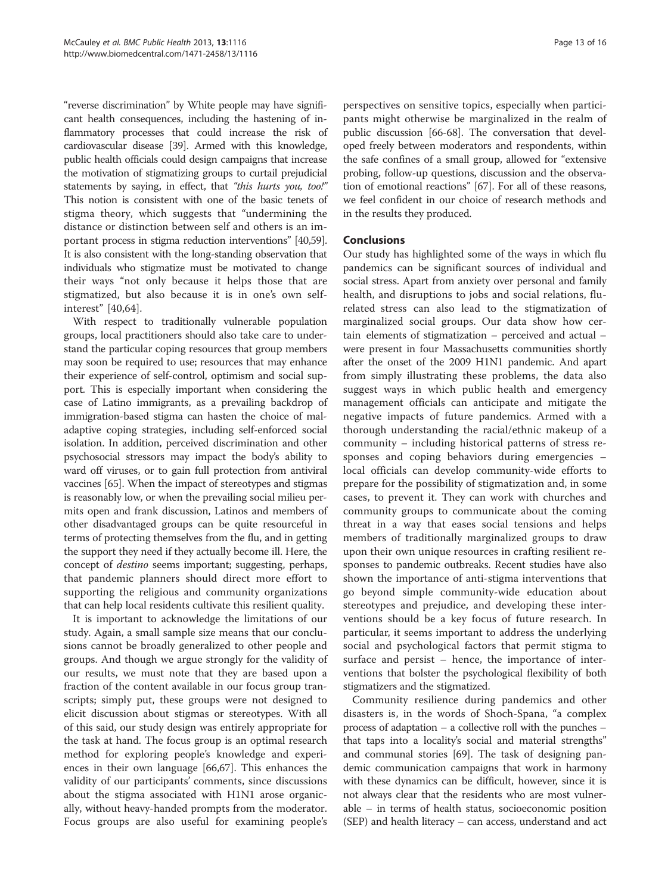"reverse discrimination" by White people may have significant health consequences, including the hastening of inflammatory processes that could increase the risk of cardiovascular disease [39]. Armed with this knowledge, public health officials could design campaigns that increase the motivation of stigmatizing groups to curtail prejudicial statements by saying, in effect, that *"this hurts you, too!"* This notion is consistent with one of the basic tenets of stigma theory, which suggests that "undermining the distance or distinction between self and others is an important process in stigma reduction interventions" [40,59]. It is also consistent with the long-standing observation that individuals who stigmatize must be motivated to change their ways "not only because it helps those that are stigmatized, but also because it is in one's own self-interest" [40,64].

With respect to traditionally vulnerable population groups, local practitioners should also take care to understand the particular coping resources that group members may soon be required to use; resources that may enhance their experience of self-control, optimism and social support. This is especially important when considering the case of Latino immigrants, as a prevailing backdrop of immigration-based stigma can hasten the choice of maladaptive coping strategies, including self-enforced social isolation. In addition, perceived discrimination and other psychosocial stressors may impact the body's ability to ward off viruses, or to gain full protection from antiviral vaccines [65]. When the impact of stereotypes and stigmas is reasonably low, or when the prevailing social milieu permits open and frank discussion, Latinos and members of other disadvantaged groups can be quite resourceful in terms of protecting themselves from the flu, and in getting the support they need if they actually become ill. Here, the concept of *destino* seems important; suggesting, perhaps, that pandemic planners should direct more effort to supporting the religious and community organizations that can help local residents cultivate this resilient quality.

It is important to acknowledge the limitations of our study. Again, a small sample size means that our conclusions cannot be broadly generalized to other people and groups. And though we argue strongly for the validity of our results, we must note that they are based upon a fraction of the content available in our focus group transcripts; simply put, these groups were not designed to elicit discussion about stigmas or stereotypes. With all of this said, our study design was entirely appropriate for the task at hand. The focus group is an optimal research method for exploring people's knowledge and experiences in their own language [66,67]. This enhances the validity of our participants' comments, since discussions about the stigma associated with H1N1 arose organically, without heavy-handed prompts from the moderator. Focus groups are also useful for examining people's perspectives on sensitive topics, especially when participants might otherwise be marginalized in the realm of public discussion [66-68]. The conversation that developed freely between moderators and respondents, within the safe confines of a small group, allowed for "extensive probing, follow-up questions, discussion and the observation of emotional reactions" [67]. For all of these reasons, we feel confident in our choice of research methods and in the results they produced.

## Conclusions

Our study has highlighted some of the ways in which flu pandemics can be significant sources of individual and social stress. Apart from anxiety over personal and family health, and disruptions to jobs and social relations, flu-related stress can also lead to the stigmatization of marginalized social groups. Our data show how certain elements of stigmatization – perceived and actual – were present in four Massachusetts communities shortly after the onset of the 2009 H1N1 pandemic. And apart from simply illustrating these problems, the data also suggest ways in which public health and emergency management officials can anticipate and mitigate the negative impacts of future pandemics. Armed with a thorough understanding the racial/ethnic makeup of a community – including historical patterns of stress responses and coping behaviors during emergencies – local officials can develop community-wide efforts to prepare for the possibility of stigmatization and, in some cases, to prevent it. They can work with churches and community groups to communicate about the coming threat in a way that eases social tensions and helps members of traditionally marginalized groups to draw upon their own unique resources in crafting resilient responses to pandemic outbreaks. Recent studies have also shown the importance of anti-stigma interventions that go beyond simple community-wide education about stereotypes and prejudice, and developing these interventions should be a key focus of future research. In particular, it seems important to address the underlying social and psychological factors that permit stigma to surface and persist – hence, the importance of interventions that bolster the psychological flexibility of both stigmatizers and the stigmatized.

Community resilience during pandemics and other disasters is, in the words of Shoch-Spana, "a complex process of adaptation – a collective roll with the punches – that taps into a locality's social and material strengths" and communal stories [69]. The task of designing pandemic communication campaigns that work in harmony with these dynamics can be difficult, however, since it is not always clear that the residents who are most vulnerable – in terms of health status, socioeconomic position (SEP) and health literacy – can access, understand and act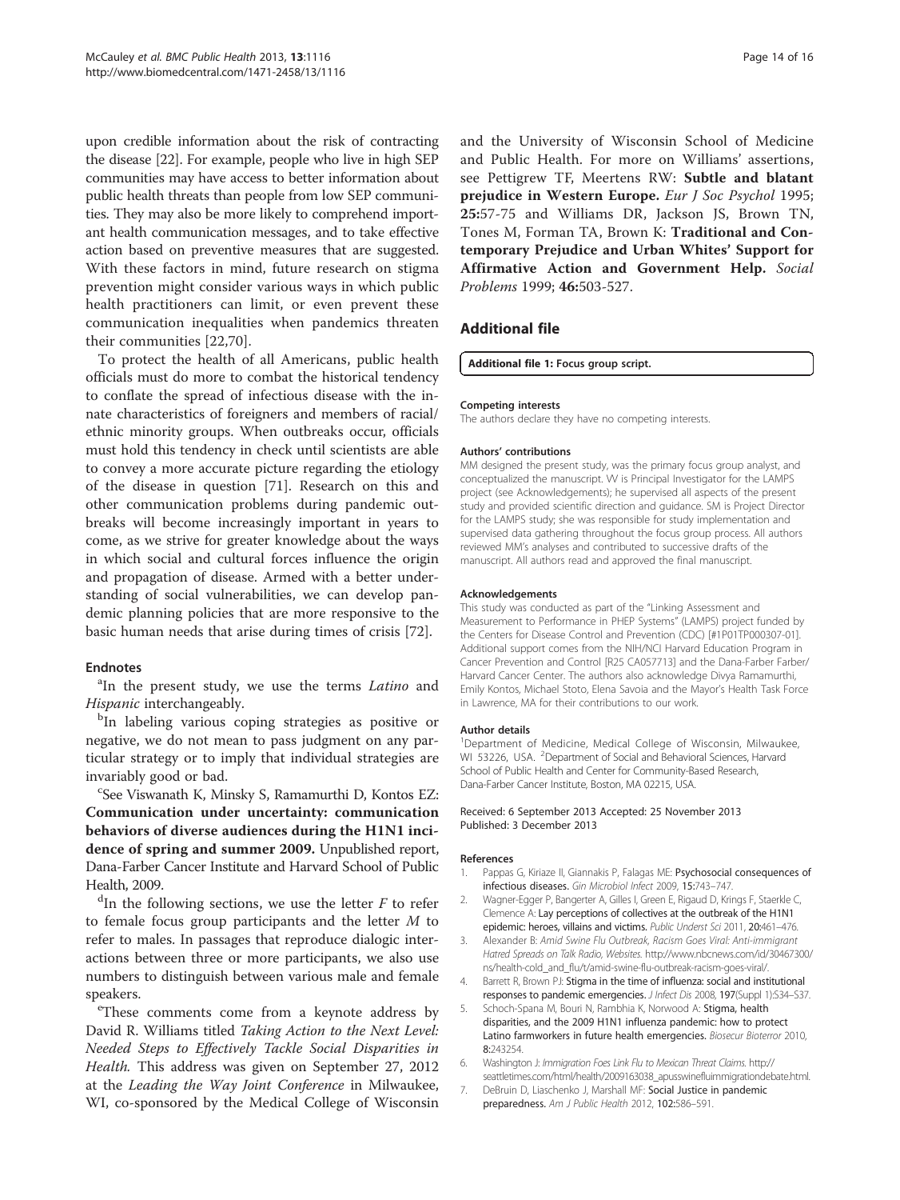upon credible information about the risk of contracting the disease [22]. For example, people who live in high SEP communities may have access to better information about public health threats than people from low SEP communities. They may also be more likely to comprehend important health communication messages, and to take effective action based on preventive measures that are suggested. With these factors in mind, future research on stigma prevention might consider various ways in which public health practitioners can limit, or even prevent these communication inequalities when pandemics threaten their communities [22,70].

To protect the health of all Americans, public health officials must do more to combat the historical tendency to conflate the spread of infectious disease with the innate characteristics of foreigners and members of racial/ethnic minority groups. When outbreaks occur, officials must hold this tendency in check until scientists are able to convey a more accurate picture regarding the etiology of the disease in question [71]. Research on this and other communication problems during pandemic outbreaks will become increasingly important in years to come, as we strive for greater knowledge about the ways in which social and cultural forces influence the origin and propagation of disease. Armed with a better understanding of social vulnerabilities, we can develop pandemic planning policies that are more responsive to the basic human needs that arise during times of crisis [72].

## Endnotes

[a]In the present study, we use the terms *Latino* and *Hispanic* interchangeably.

[b]In labeling various coping strategies as positive or negative, we do not mean to pass judgment on any particular strategy or to imply that individual strategies are invariably good or bad.

[c]See Viswanath K, Minsky S, Ramamurthi D, Kontos EZ: **Communication under uncertainty: communication behaviors of diverse audiences during the H1N1 incidence of spring and summer 2009.** Unpublished report, Dana-Farber Cancer Institute and Harvard School of Public Health, 2009.

[d]In the following sections, we use the letter *F* to refer to female focus group participants and the letter *M* to refer to males. In passages that reproduce dialogic interactions between three or more participants, we also use numbers to distinguish between various male and female speakers.

[e]These comments come from a keynote address by David R. Williams titled *Taking Action to the Next Level: Needed Steps to Effectively Tackle Social Disparities in Health.* This address was given on September 27, 2012 at the *Leading the Way Joint Conference* in Milwaukee, WI, co-sponsored by the Medical College of Wisconsin and the University of Wisconsin School of Medicine and Public Health. For more on Williams' assertions, see Pettigrew TF, Meertens RW: **Subtle and blatant prejudice in Western Europe.** *Eur J Soc Psychol* 1995; **25:**57-75 and Williams DR, Jackson JS, Brown TN, Tones M, Forman TA, Brown K: **Traditional and Contemporary Prejudice and Urban Whites' Support for Affirmative Action and Government Help.** *Social Problems* 1999; **46:**503-527.

## Additional file

**Additional file 1: Focus group script.**

#### Competing interests
The authors declare they have no competing interests.

#### Authors' contributions
MM designed the present study, was the primary focus group analyst, and conceptualized the manuscript. VV is Principal Investigator for the LAMPS project (see Acknowledgements); he supervised all aspects of the present study and provided scientific direction and guidance. SM is Project Director for the LAMPS study; she was responsible for study implementation and supervised data gathering throughout the focus group process. All authors reviewed MM's analyses and contributed to successive drafts of the manuscript. All authors read and approved the final manuscript.

#### Acknowledgements
This study was conducted as part of the "Linking Assessment and Measurement to Performance in PHEP Systems" (LAMPS) project funded by the Centers for Disease Control and Prevention (CDC) [#1P01TP000307-01]. Additional support comes from the NIH/NCI Harvard Education Program in Cancer Prevention and Control [R25 CA057713] and the Dana-Farber Farber/Harvard Cancer Center. The authors also acknowledge Divya Ramamurthi, Emily Kontos, Michael Stoto, Elena Savoia and the Mayor's Health Task Force in Lawrence, MA for their contributions to our work.

#### Author details
[1]Department of Medicine, Medical College of Wisconsin, Milwaukee, WI 53226, USA. [2]Department of Social and Behavioral Sciences, Harvard School of Public Health and Center for Community-Based Research, Dana-Farber Cancer Institute, Boston, MA 02215, USA.

Received: 6 September 2013 Accepted: 25 November 2013
Published: 3 December 2013

#### References

1. Pappas G, Kiriaze II, Giannakis P, Falagas ME: **Psychosocial consequences of infectious diseases.** *Gin Microbiol Infect* 2009, **15:**743–747.
2. Wagner-Egger P, Bangerter A, Gilles I, Green E, Rigaud D, Krings F, Staerkle C, Clemence A: **Lay perceptions of collectives at the outbreak of the H1N1 epidemic: heroes, villains and victims.** *Public Underst Sci* 2011, **20:**461–476.
3. Alexander B: *Amid Swine Flu Outbreak, Racism Goes Viral: Anti-immigrant Hatred Spreads on Talk Radio, Websites.* http://www.nbcnews.com/id/30467300/ns/health-cold_and_flu/t/amid-swine-flu-outbreak-racism-goes-viral/.
4. Barrett R, Brown PJ: **Stigma in the time of influenza: social and institutional responses to pandemic emergencies.** *J Infect Dis* 2008, **197**(Suppl 1):S34–S37.
5. Schoch-Spana M, Bouri N, Rambhia K, Norwood A: **Stigma, health disparities, and the 2009 H1N1 influenza pandemic: how to protect Latino farmworkers in future health emergencies.** *Biosecur Bioterror* 2010, **8:**243254.
6. Washington J: *Immigration Foes Link Flu to Mexican Threat Claims.* http://seattletimes.com/html/health/2009163038_apusswinefluimmigrationdebate.html.
7. DeBruin D, Liaschenko J, Marshall MF: **Social Justice in pandemic preparedness.** *Am J Public Health* 2012, **102:**586–591.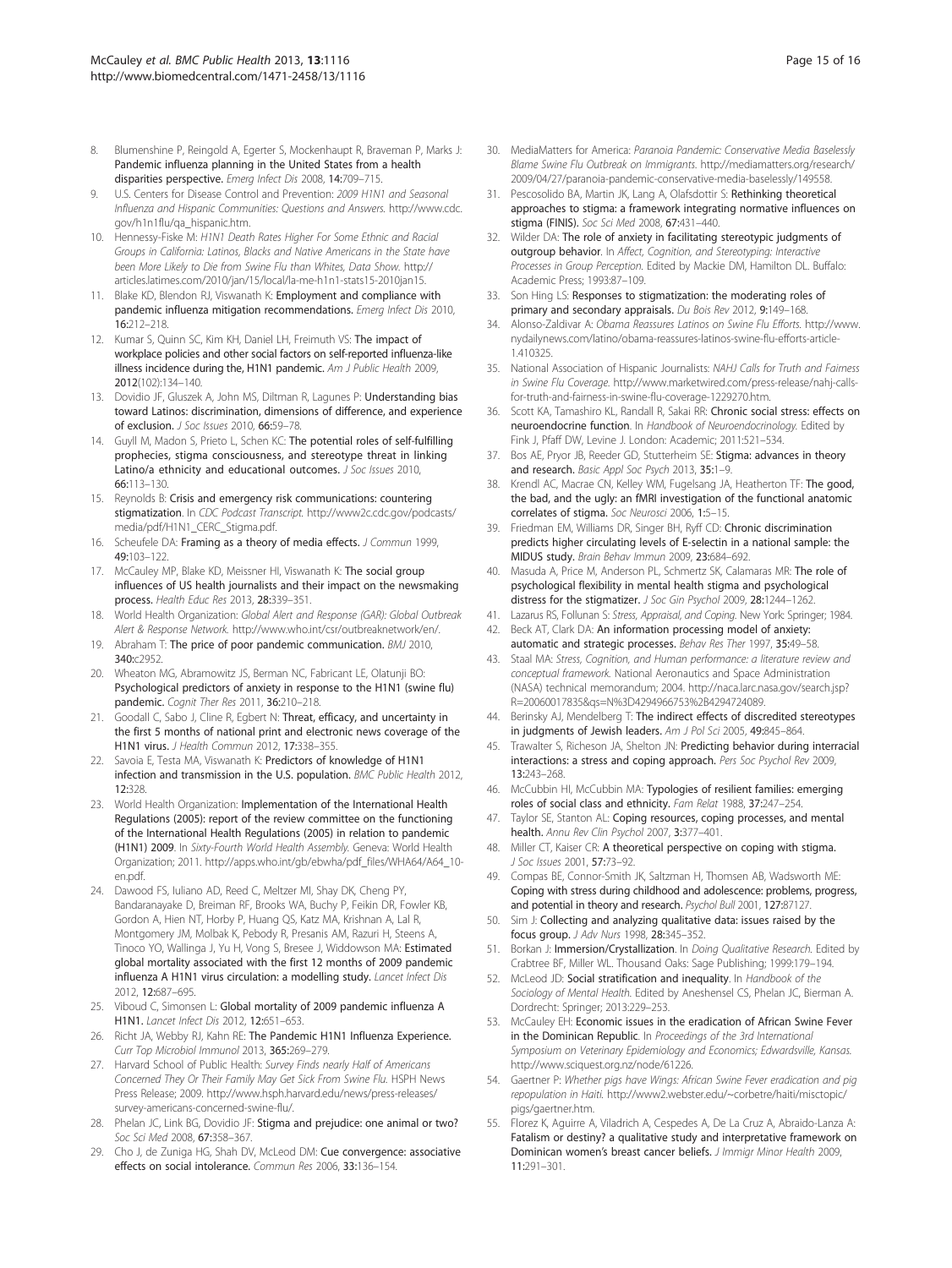8. Blumenshine P, Reingold A, Egerter S, Mockenhaupt R, Braveman P, Marks J: **Pandemic influenza planning in the United States from a health disparities perspective.** *Emerg Infect Dis* 2008, **14:**709–715.
9. U.S. Centers for Disease Control and Prevention: *2009 H1N1 and Seasonal Influenza and Hispanic Communities: Questions and Answers.* http://www.cdc.gov/h1n1flu/qa_hispanic.htm.
10. Hennessy-Fiske M: *H1N1 Death Rates Higher For Some Ethnic and Racial Groups in California: Latinos, Blacks and Native Americans in the State have been More Likely to Die from Swine Flu than Whites, Data Show.* http://articles.latimes.com/2010/jan/15/local/la-me-h1n1-stats15-2010jan15.
11. Blake KD, Blendon RJ, Viswanath K: **Employment and compliance with pandemic influenza mitigation recommendations.** *Emerg Infect Dis* 2010, **16:**212–218.
12. Kumar S, Quinn SC, Kim KH, Daniel LH, Freimuth VS: **The impact of workplace policies and other social factors on self-reported influenza-like illness incidence during the H1N1 pandemic.** *Am J Public Health* 2009, **2012**(102):134–140.
13. Dovidio JF, Gluszek A, John MS, Diltman R, Lagunes P: **Understanding bias toward Latinos: discrimination, dimensions of difference, and experience of exclusion.** *J Soc Issues* 2010, **66:**59–78.
14. Guyll M, Madon S, Prieto L, Schen KC: **The potential roles of self-fulfilling prophecies, stigma consciousness, and stereotype threat in linking Latino/a ethnicity and educational outcomes.** *J Soc Issues* 2010, **66:**113–130.
15. Reynolds B: **Crisis and emergency risk communications: countering stigmatization.** In *CDC Podcast Transcript.* http://www2c.cdc.gov/podcasts/media/pdf/H1N1_CERC_Stigma.pdf.
16. Scheufele DA: **Framing as a theory of media effects.** *J Commun* 1999, **49:**103–122.
17. McCauley MP, Blake KD, Meissner HI, Viswanath K: **The social group influences of US health journalists and their impact on the newsmaking process.** *Health Educ Res* 2013, **28:**339–351.
18. World Health Organization: *Global Alert and Response (GAR): Global Outbreak Alert & Response Network.* http://www.who.int/csr/outbreaknetwork/en/.
19. Abraham T: **The price of poor pandemic communication.** *BMJ* 2010, **340:**c2952.
20. Wheaton MG, Abramowitz JS, Berman NC, Fabricant LE, Olatunji BO: **Psychological predictors of anxiety in response to the H1N1 (swine flu) pandemic.** *Cognit Ther Res* 2011, **36:**210–218.
21. Goodall C, Sabo J, Cline R, Egbert N: **Threat, efficacy, and uncertainty in the first 5 months of national print and electronic news coverage of the H1N1 virus.** *J Health Commun* 2012, **17:**338–355.
22. Savoia E, Testa MA, Viswanath K: **Predictors of knowledge of H1N1 infection and transmission in the U.S. population.** *BMC Public Health* 2012, **12:**328.
23. World Health Organization: **Implementation of the International Health Regulations (2005): report of the review committee on the functioning of the International Health Regulations (2005) in relation to pandemic (H1N1) 2009.** In *Sixty-Fourth World Health Assembly.* Geneva: World Health Organization; 2011. http://apps.who.int/gb/ebwha/pdf_files/WHA64/A64_10-en.pdf.
24. Dawood FS, Iuliano AD, Reed C, Meltzer MI, Shay DK, Cheng PY, Bandaranayake D, Breiman RF, Brooks WA, Buchy P, Feikin DR, Fowler KB, Gordon A, Hien NT, Horby P, Huang QS, Katz MA, Krishnan A, Lal R, Montgomery JM, Molbak K, Pebody R, Presanis AM, Razuri H, Steens A, Tinoco YO, Wallinga J, Yu H, Vong S, Bresee J, Widdowson MA: **Estimated global mortality associated with the first 12 months of 2009 pandemic influenza A H1N1 virus circulation: a modelling study.** *Lancet Infect Dis* 2012, **12:**687–695.
25. Viboud C, Simonsen L: **Global mortality of 2009 pandemic influenza A H1N1.** *Lancet Infect Dis* 2012, **12:**651–653.
26. Richt JA, Webby RJ, Kahn RE: **The Pandemic H1N1 Influenza Experience.** *Curr Top Microbiol Immunol* 2013, **365:**269–279.
27. Harvard School of Public Health: *Survey Finds nearly Half of Americans Concerned They Or Their Family May Get Sick From Swine Flu.* HSPH News Press Release; 2009. http://www.hsph.harvard.edu/news/press-releases/survey-americans-concerned-swine-flu/.
28. Phelan JC, Link BG, Dovidio JF: **Stigma and prejudice: one animal or two?** *Soc Sci Med* 2008, **67:**358–367.
29. Cho J, de Zuniga HG, Shah DV, McLeod DM: **Cue convergence: associative effects on social intolerance.** *Commun Res* 2006, **33:**136–154.
30. MediaMatters for America: *Paranoia Pandemic: Conservative Media Baselessly Blame Swine Flu Outbreak on Immigrants.* http://mediamatters.org/research/2009/04/27/paranoia-pandemic-conservative-media-baselessly/149558.
31. Pescosolido BA, Martin JK, Lang A, Olafsdottir S: **Rethinking theoretical approaches to stigma: a framework integrating normative influences on stigma (FINIS).** *Soc Sci Med* 2008, **67:**431–440.
32. Wilder DA: **The role of anxiety in facilitating stereotypic judgments of outgroup behavior.** In *Affect, Cognition, and Stereotyping: Interactive Processes in Group Perception.* Edited by Mackie DM, Hamilton DL. Buffalo: Academic Press; 1993:87–109.
33. Son Hing LS: **Responses to stigmatization: the moderating roles of primary and secondary appraisals.** *Du Bois Rev* 2012, **9:**149–168.
34. Alonso-Zaldivar A: *Obama Reassures Latinos on Swine Flu Efforts.* http://www.nydailynews.com/latino/obama-reassures-latinos-swine-flu-efforts-article-1.410325.
35. National Association of Hispanic Journalists: *NAHJ Calls for Truth and Fairness in Swine Flu Coverage.* http://www.marketwired.com/press-release/nahj-calls-for-truth-and-fairness-in-swine-flu-coverage-1229270.htm.
36. Scott KA, Tamashiro KL, Randall R, Sakai RR: **Chronic social stress: effects on neuroendocrine function.** In *Handbook of Neuroendocrinology.* Edited by Fink J, Pfaff DW, Levine J. London: Academic; 2011:521–534.
37. Bos AE, Pryor JB, Reeder GD, Stutterheim SE: **Stigma: advances in theory and research.** *Basic Appl Soc Psych* 2013, **35:**1–9.
38. Krendl AC, Macrae CN, Kelley WM, Fugelsang JA, Heatherton TF: **The good, the bad, and the ugly: an fMRI investigation of the functional anatomic correlates of stigma.** *Soc Neurosci* 2006, **1:**5–15.
39. Friedman EM, Williams DR, Singer BH, Ryff CD: **Chronic discrimination predicts higher circulating levels of E-selectin in a national sample: the MIDUS study.** *Brain Behav Immun* 2009, **23:**684–692.
40. Masuda A, Price M, Anderson PL, Schmertz SK, Calamaras MR: **The role of psychological flexibility in mental health stigma and psychological distress for the stigmatizer.** *J Soc Gin Psychol* 2009, **28:**1244–1262.
41. Lazarus RS, Follunan S: *Stress, Appraisal, and Coping.* New York: Springer; 1984.
42. Beck AT, Clark DA: **An information processing model of anxiety: automatic and strategic processes.** *Behav Res Ther* 1997, **35:**49–58.
43. Staal MA: *Stress, Cognition, and Human performance: a literature review and conceptual framework.* National Aeronautics and Space Administration (NASA) technical memorandum; 2004. http://naca.larc.nasa.gov/search.jsp?R=20060017835&qs=N%3D4294966753%2B4294724089.
44. Berinsky AJ, Mendelberg T: **The indirect effects of discredited stereotypes in judgments of Jewish leaders.** *Am J Pol Sci* 2005, **49:**845–864.
45. Trawalter S, Richeson JA, Shelton JN: **Predicting behavior during interracial interactions: a stress and coping approach.** *Pers Soc Psychol Rev* 2009, **13:**243–268.
46. McCubbin HI, McCubbin MA: **Typologies of resilient families: emerging roles of social class and ethnicity.** *Fam Relat* 1988, **37:**247–254.
47. Taylor SE, Stanton AL: **Coping resources, coping processes, and mental health.** *Annu Rev Clin Psychol* 2007, **3:**377–401.
48. Miller CT, Kaiser CR: **A theoretical perspective on coping with stigma.** *J Soc Issues* 2001, **57:**73–92.
49. Compas BE, Connor-Smith JK, Saltzman H, Thomsen AB, Wadsworth ME: **Coping with stress during childhood and adolescence: problems, progress, and potential in theory and research.** *Psychol Bull* 2001, **127:**87127.
50. Sim J: **Collecting and analyzing qualitative data: issues raised by the focus group.** *J Adv Nurs* 1998, **28:**345–352.
51. Borkan J: **Immersion/Crystallization.** In *Doing Qualitative Research.* Edited by Crabtree BF, Miller WL. Thousand Oaks: Sage Publishing; 1999:179–194.
52. McLeod JD: **Social stratification and inequality.** In *Handbook of the Sociology of Mental Health.* Edited by Aneshensel CS, Phelan JC, Bierman A. Dordrecht: Springer; 2013:229–253.
53. McCauley EH: **Economic issues in the eradication of African Swine Fever in the Dominican Republic.** In *Proceedings of the 3rd International Symposium on Veterinary Epidemiology and Economics; Edwardsville, Kansas.* http://www.sciquest.org.nz/node/61226.
54. Gaertner P: *Whether pigs have Wings: African Swine Fever eradication and pig repopulation in Haiti.* http://www2.webster.edu/~corbetre/haiti/misctopic/pigs/gaertner.htm.
55. Florez K, Aguirre A, Viladrich A, Cespedes A, De La Cruz A, Abraido-Lanza A: **Fatalism or destiny? a qualitative study and interpretative framework on Dominican women's breast cancer beliefs.** *J Immigr Minor Health* 2009, **11:**291–301.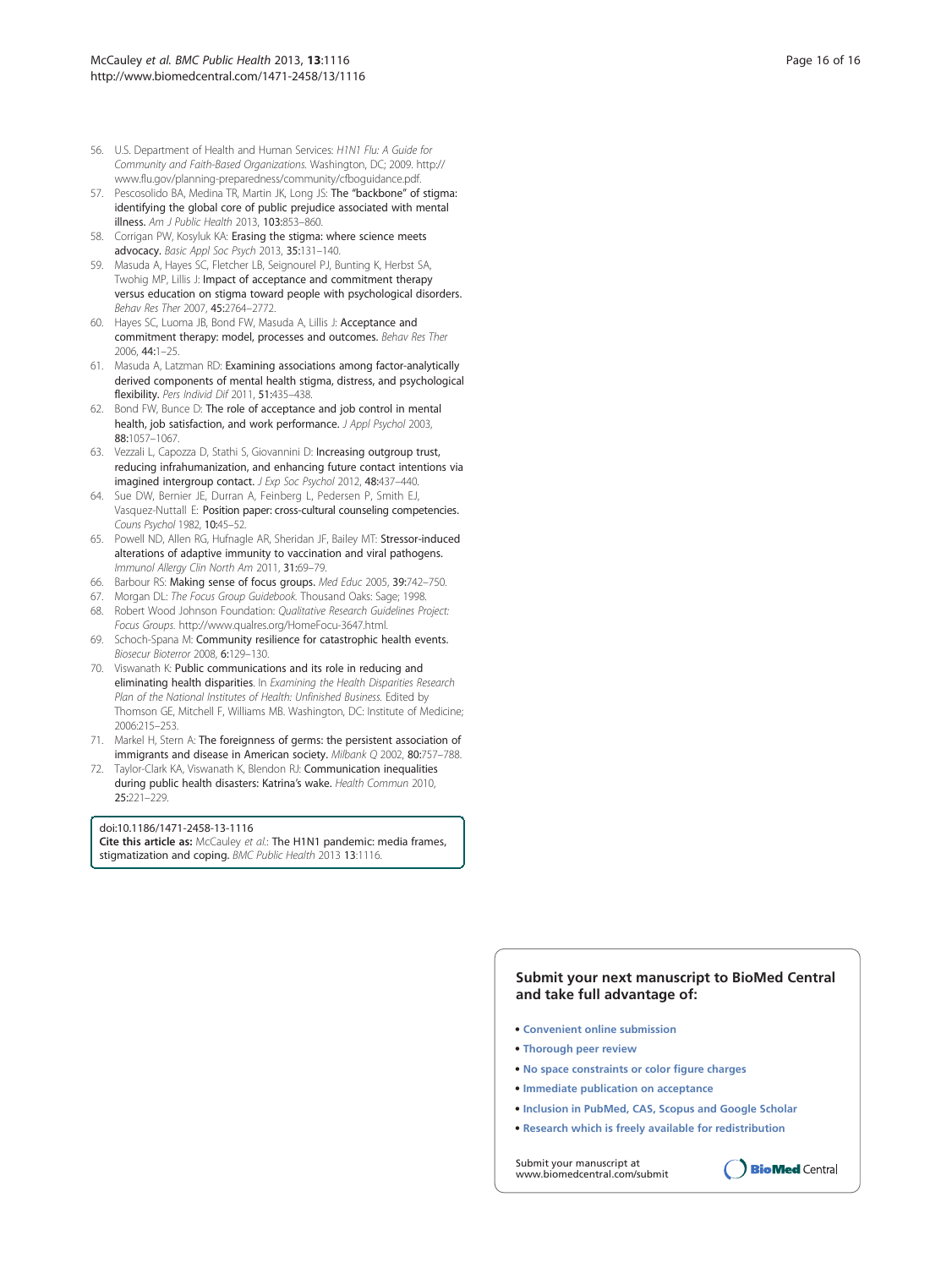56. U.S. Department of Health and Human Services: *H1N1 Flu: A Guide for Community and Faith-Based Organizations.* Washington, DC; 2009. http://www.flu.gov/planning-preparedness/community/cfboguidance.pdf.
57. Pescosolido BA, Medina TR, Martin JK, Long JS: **The "backbone" of stigma: identifying the global core of public prejudice associated with mental illness.** *Am J Public Health* 2013, **103:**853–860.
58. Corrigan PW, Kosyluk KA: **Erasing the stigma: where science meets advocacy.** *Basic Appl Soc Psych* 2013, **35:**131–140.
59. Masuda A, Hayes SC, Fletcher LB, Seignourel PJ, Bunting K, Herbst SA, Twohig MP, Lillis J: **Impact of acceptance and commitment therapy versus education on stigma toward people with psychological disorders.** *Behav Res Ther* 2007, **45:**2764–2772.
60. Hayes SC, Luoma JB, Bond FW, Masuda A, Lillis J: **Acceptance and commitment therapy: model, processes and outcomes.** *Behav Res Ther* 2006, **44:**1–25.
61. Masuda A, Latzman RD: **Examining associations among factor-analytically derived components of mental health stigma, distress, and psychological flexibility.** *Pers Individ Dif* 2011, **51:**435–438.
62. Bond FW, Bunce D: **The role of acceptance and job control in mental health, job satisfaction, and work performance.** *J Appl Psychol* 2003, **88:**1057–1067.
63. Vezzali L, Capozza D, Stathi S, Giovannini D: **Increasing outgroup trust, reducing infrahumanization, and enhancing future contact intentions via imagined intergroup contact.** *J Exp Soc Psychol* 2012, **48:**437–440.
64. Sue DW, Bernier JE, Durran A, Feinberg L, Pedersen P, Smith EJ, Vasquez-Nuttall E: **Position paper: cross-cultural counseling competencies.** *Couns Psychol* 1982, **10:**45–52.
65. Powell ND, Allen RG, Hufnagle AR, Sheridan JF, Bailey MT: **Stressor-induced alterations of adaptive immunity to vaccination and viral pathogens.** *Immunol Allergy Clin North Am* 2011, **31:**69–79.
66. Barbour RS: **Making sense of focus groups.** *Med Educ* 2005, **39:**742–750.
67. Morgan DL: *The Focus Group Guidebook.* Thousand Oaks: Sage; 1998.
68. Robert Wood Johnson Foundation: *Qualitative Research Guidelines Project: Focus Groups.* http://www.qualres.org/HomeFocu-3647.html.
69. Schoch-Spana M: **Community resilience for catastrophic health events.** *Biosecur Bioterror* 2008, **6:**129–130.
70. Viswanath K: **Public communications and its role in reducing and eliminating health disparities.** In *Examining the Health Disparities Research Plan of the National Institutes of Health: Unfinished Business.* Edited by Thomson GE, Mitchell F, Williams MB. Washington, DC: Institute of Medicine; 2006:215–253.
71. Markel H, Stern A: **The foreignness of germs: the persistent association of immigrants and disease in American society.** *Milbank Q* 2002, **80:**757–788.
72. Taylor-Clark KA, Viswanath K, Blendon RJ: **Communication inequalities during public health disasters: Katrina's wake.** *Health Commun* 2010, **25:**221–229.

doi:10.1186/1471-2458-13-1116
**Cite this article as:** McCauley *et al.*: The H1N1 pandemic: media frames, stigmatization and coping. *BMC Public Health* 2013 **13**:1116.

**Submit your next manuscript to BioMed Central and take full advantage of:**

- **Convenient online submission**
- **Thorough peer review**
- **No space constraints or color figure charges**
- **Immediate publication on acceptance**
- **Inclusion in PubMed, CAS, Scopus and Google Scholar**
- **Research which is freely available for redistribution**

Submit your manuscript at
www.biomedcentral.com/submit

BioMed Central